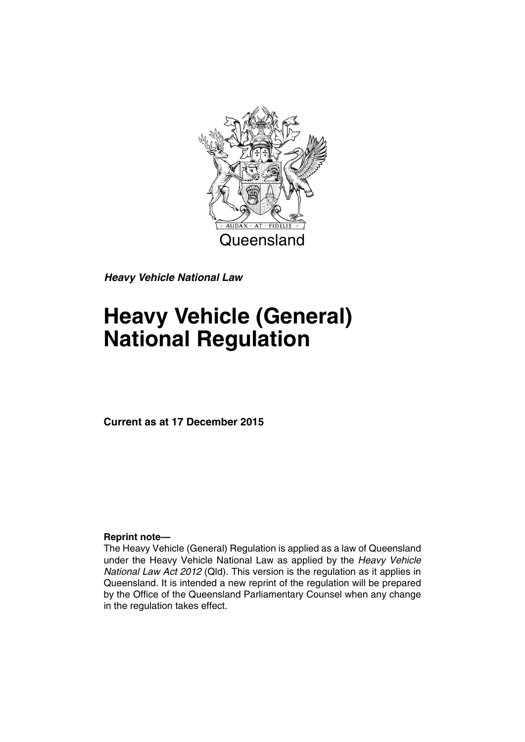Queensland

***Heavy Vehicle National Law***

# Heavy Vehicle (General) National Regulation

**Current as at 17 December 2015**

**Reprint note—**

The Heavy Vehicle (General) Regulation is applied as a law of Queensland under the Heavy Vehicle National Law as applied by the *Heavy Vehicle National Law Act 2012* (Qld). This version is the regulation as it applies in Queensland. It is intended a new reprint of the regulation will be prepared by the Office of the Queensland Parliamentary Counsel when any change in the regulation takes effect.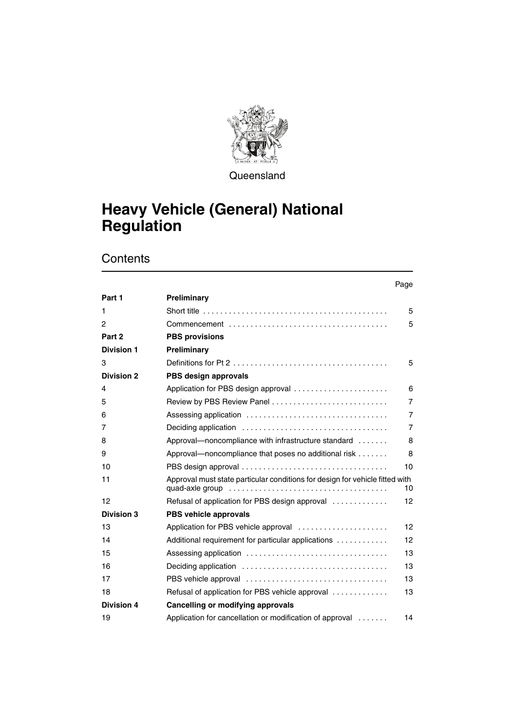Queensland

# Heavy Vehicle (General) National Regulation

## Contents

| | | Page |
|---|---|---|
| **Part 1** | **Preliminary** | |
| 1 | Short title | 5 |
| 2 | Commencement | 5 |
| **Part 2** | **PBS provisions** | |
| **Division 1** | **Preliminary** | |
| 3 | Definitions for Pt 2 | 5 |
| **Division 2** | **PBS design approvals** | |
| 4 | Application for PBS design approval | 6 |
| 5 | Review by PBS Review Panel | 7 |
| 6 | Assessing application | 7 |
| 7 | Deciding application | 7 |
| 8 | Approval—noncompliance with infrastructure standard | 8 |
| 9 | Approval—noncompliance that poses no additional risk | 8 |
| 10 | PBS design approval | 10 |
| 11 | Approval must state particular conditions for design for vehicle fitted with quad-axle group | 10 |
| 12 | Refusal of application for PBS design approval | 12 |
| **Division 3** | **PBS vehicle approvals** | |
| 13 | Application for PBS vehicle approval | 12 |
| 14 | Additional requirement for particular applications | 12 |
| 15 | Assessing application | 13 |
| 16 | Deciding application | 13 |
| 17 | PBS vehicle approval | 13 |
| 18 | Refusal of application for PBS vehicle approval | 13 |
| **Division 4** | **Cancelling or modifying approvals** | |
| 19 | Application for cancellation or modification of approval | 14 |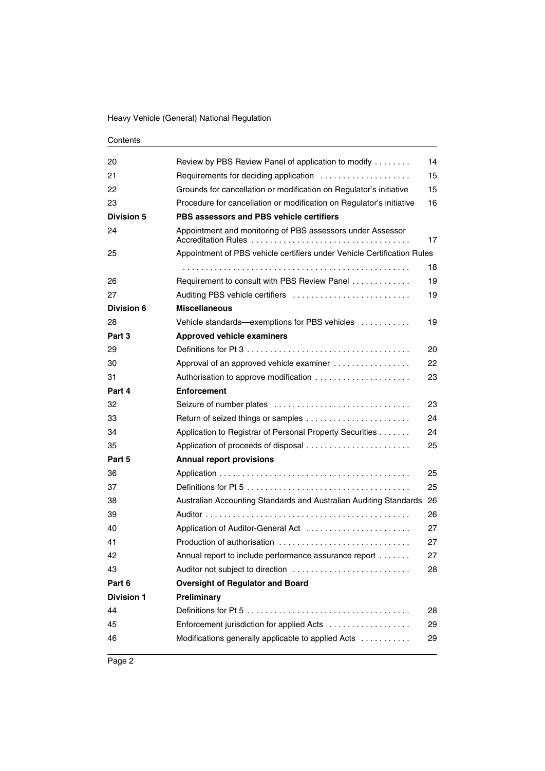Contents

| | | |
|---|---|---|
| 20 | Review by PBS Review Panel of application to modify | 14 |
| 21 | Requirements for deciding application | 15 |
| 22 | Grounds for cancellation or modification on Regulator's initiative | 15 |
| 23 | Procedure for cancellation or modification on Regulator's initiative | 16 |
| **Division 5** | **PBS assessors and PBS vehicle certifiers** | |
| 24 | Appointment and monitoring of PBS assessors under Assessor Accreditation Rules | 17 |
| 25 | Appointment of PBS vehicle certifiers under Vehicle Certification Rules | 18 |
| 26 | Requirement to consult with PBS Review Panel | 19 |
| 27 | Auditing PBS vehicle certifiers | 19 |
| **Division 6** | **Miscellaneous** | |
| 28 | Vehicle standards—exemptions for PBS vehicles | 19 |
| **Part 3** | **Approved vehicle examiners** | |
| 29 | Definitions for Pt 3 | 20 |
| 30 | Approval of an approved vehicle examiner | 22 |
| 31 | Authorisation to approve modification | 23 |
| **Part 4** | **Enforcement** | |
| 32 | Seizure of number plates | 23 |
| 33 | Return of seized things or samples | 24 |
| 34 | Application to Registrar of Personal Property Securities | 24 |
| 35 | Application of proceeds of disposal | 25 |
| **Part 5** | **Annual report provisions** | |
| 36 | Application | 25 |
| 37 | Definitions for Pt 5 | 25 |
| 38 | Australian Accounting Standards and Australian Auditing Standards | 26 |
| 39 | Auditor | 26 |
| 40 | Application of Auditor-General Act | 27 |
| 41 | Production of authorisation | 27 |
| 42 | Annual report to include performance assurance report | 27 |
| 43 | Auditor not subject to direction | 28 |
| **Part 6** | **Oversight of Regulator and Board** | |
| **Division 1** | **Preliminary** | |
| 44 | Definitions for Pt 5 | 28 |
| 45 | Enforcement jurisdiction for applied Acts | 29 |
| 46 | Modifications generally applicable to applied Acts | 29 |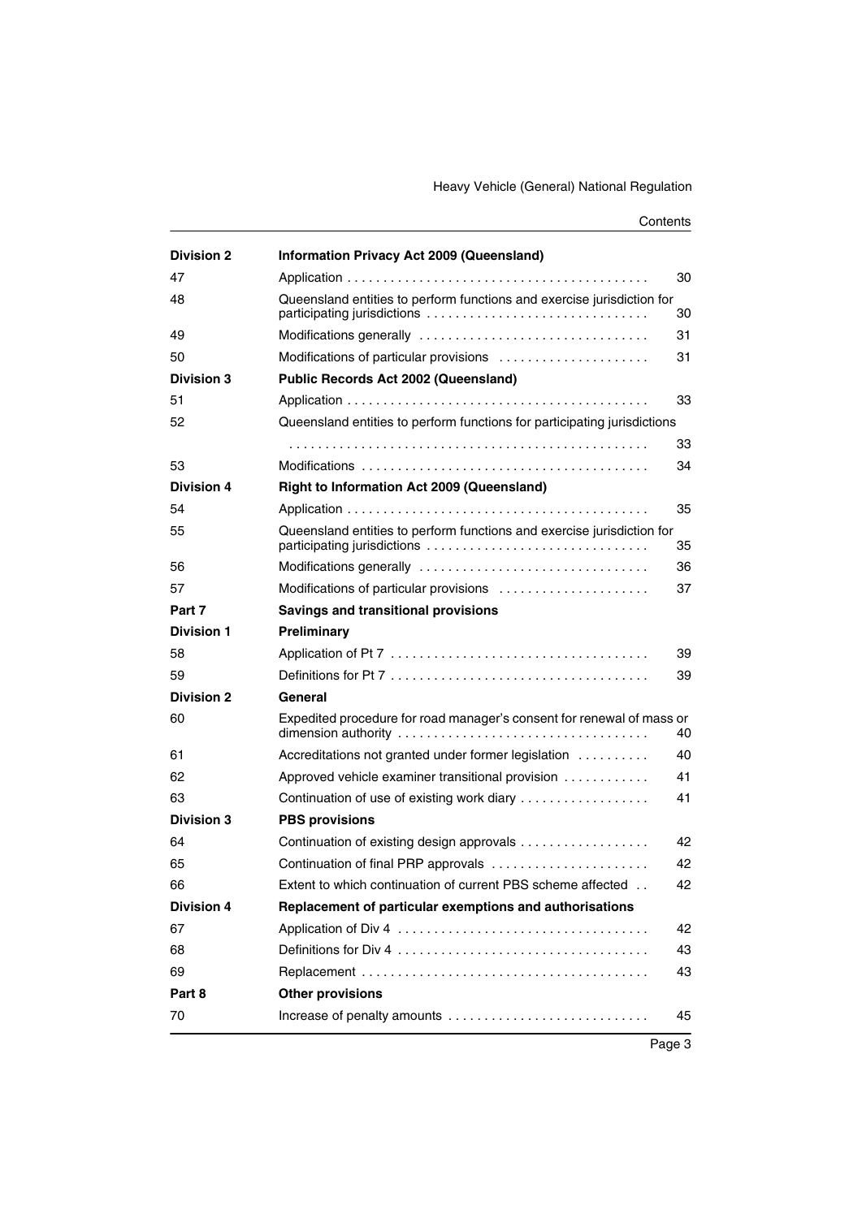| | | |
|---|---|---|
| **Division 2** | **Information Privacy Act 2009 (Queensland)** | |
| 47 | Application | 30 |
| 48 | Queensland entities to perform functions and exercise jurisdiction for participating jurisdictions | 30 |
| 49 | Modifications generally | 31 |
| 50 | Modifications of particular provisions | 31 |
| **Division 3** | **Public Records Act 2002 (Queensland)** | |
| 51 | Application | 33 |
| 52 | Queensland entities to perform functions for participating jurisdictions | 33 |
| 53 | Modifications | 34 |
| **Division 4** | **Right to Information Act 2009 (Queensland)** | |
| 54 | Application | 35 |
| 55 | Queensland entities to perform functions and exercise jurisdiction for participating jurisdictions | 35 |
| 56 | Modifications generally | 36 |
| 57 | Modifications of particular provisions | 37 |
| **Part 7** | **Savings and transitional provisions** | |
| **Division 1** | **Preliminary** | |
| 58 | Application of Pt 7 | 39 |
| 59 | Definitions for Pt 7 | 39 |
| **Division 2** | **General** | |
| 60 | Expedited procedure for road manager's consent for renewal of mass or dimension authority | 40 |
| 61 | Accreditations not granted under former legislation | 40 |
| 62 | Approved vehicle examiner transitional provision | 41 |
| 63 | Continuation of use of existing work diary | 41 |
| **Division 3** | **PBS provisions** | |
| 64 | Continuation of existing design approvals | 42 |
| 65 | Continuation of final PRP approvals | 42 |
| 66 | Extent to which continuation of current PBS scheme affected | 42 |
| **Division 4** | **Replacement of particular exemptions and authorisations** | |
| 67 | Application of Div 4 | 42 |
| 68 | Definitions for Div 4 | 43 |
| 69 | Replacement | 43 |
| **Part 8** | **Other provisions** | |
| 70 | Increase of penalty amounts | 45 |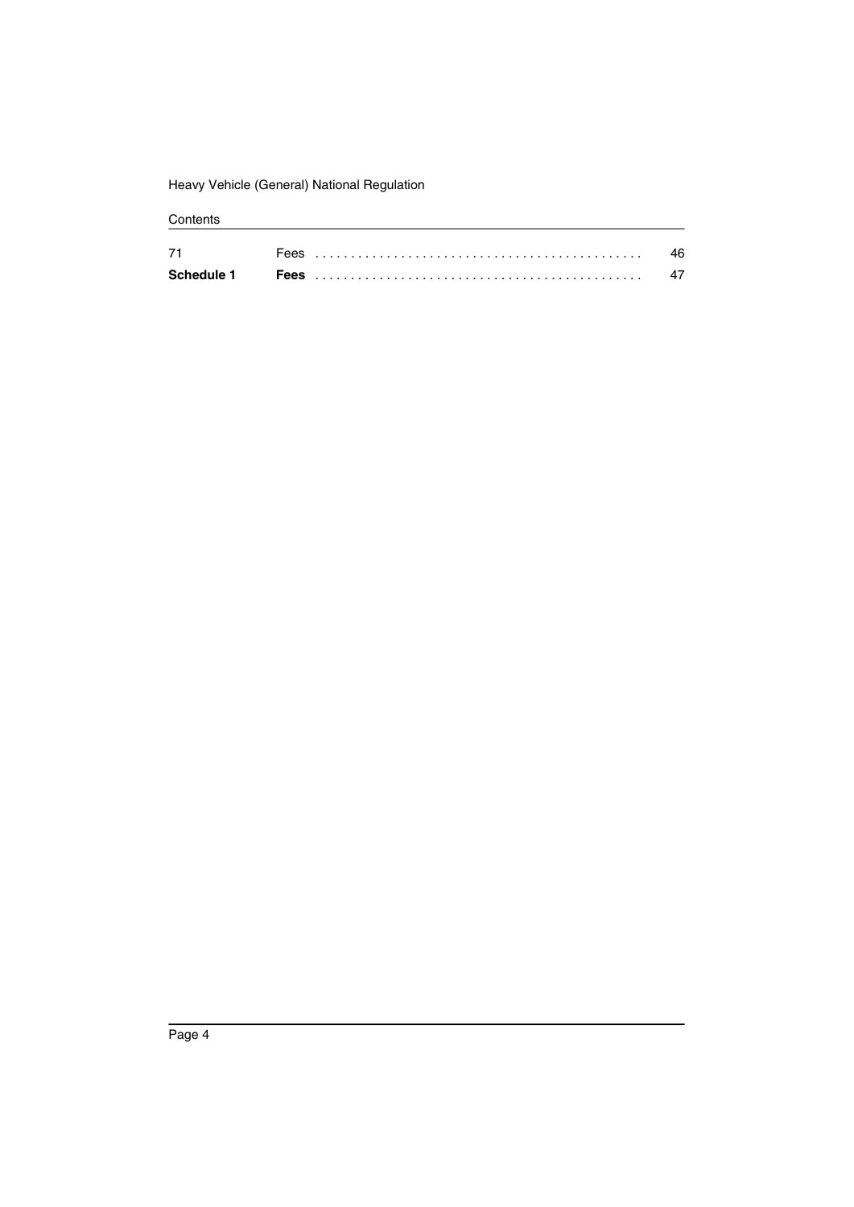| | | |
|---|---|---|
| 71 | Fees | 46 |
| **Schedule 1** | **Fees** | 47 |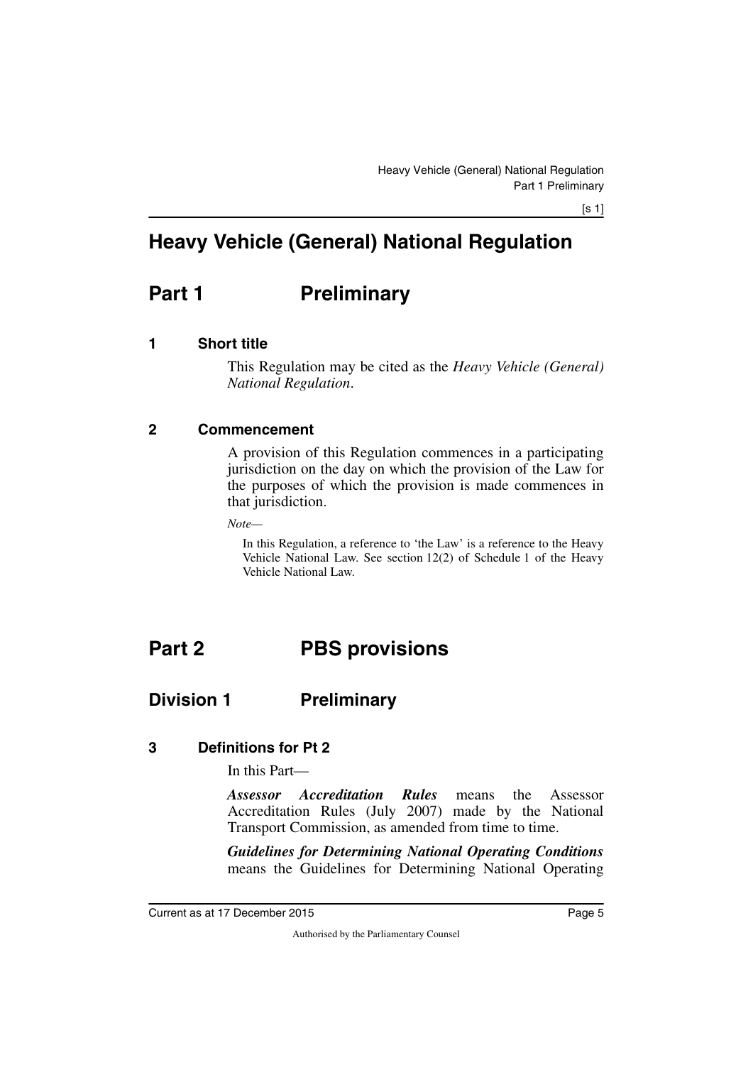# Heavy Vehicle (General) National Regulation

## Part 1 Preliminary

### 1 Short title

This Regulation may be cited as the *Heavy Vehicle (General) National Regulation*.

### 2 Commencement

A provision of this Regulation commences in a participating jurisdiction on the day on which the provision of the Law for the purposes of which the provision is made commences in that jurisdiction.

*Note—*

In this Regulation, a reference to 'the Law' is a reference to the Heavy Vehicle National Law. See section 12(2) of Schedule 1 of the Heavy Vehicle National Law.

## Part 2 PBS provisions

### Division 1 Preliminary

### 3 Definitions for Pt 2

In this Part—

***Assessor Accreditation Rules*** means the Assessor Accreditation Rules (July 2007) made by the National Transport Commission, as amended from time to time.

***Guidelines for Determining National Operating Conditions*** means the Guidelines for Determining National Operating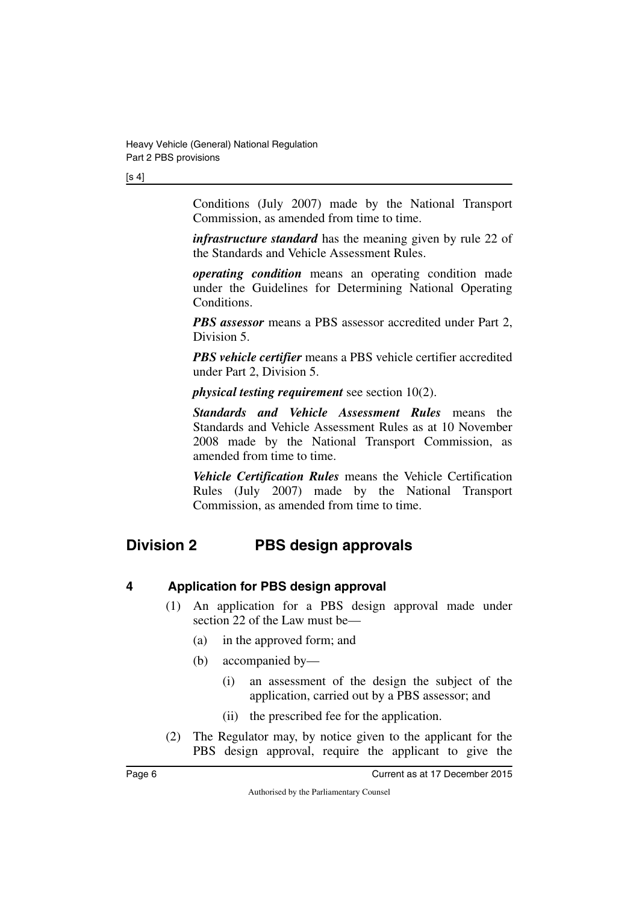Conditions (July 2007) made by the National Transport Commission, as amended from time to time.

***infrastructure standard*** has the meaning given by rule 22 of the Standards and Vehicle Assessment Rules.

***operating condition*** means an operating condition made under the Guidelines for Determining National Operating Conditions.

***PBS assessor*** means a PBS assessor accredited under Part 2, Division 5.

***PBS vehicle certifier*** means a PBS vehicle certifier accredited under Part 2, Division 5.

***physical testing requirement*** see section 10(2).

***Standards and Vehicle Assessment Rules*** means the Standards and Vehicle Assessment Rules as at 10 November 2008 made by the National Transport Commission, as amended from time to time.

***Vehicle Certification Rules*** means the Vehicle Certification Rules (July 2007) made by the National Transport Commission, as amended from time to time.

## Division 2 PBS design approvals

### 4 Application for PBS design approval

(1) An application for a PBS design approval made under section 22 of the Law must be—

(a) in the approved form; and

(b) accompanied by—

(i) an assessment of the design the subject of the application, carried out by a PBS assessor; and

(ii) the prescribed fee for the application.

(2) The Regulator may, by notice given to the applicant for the PBS design approval, require the applicant to give the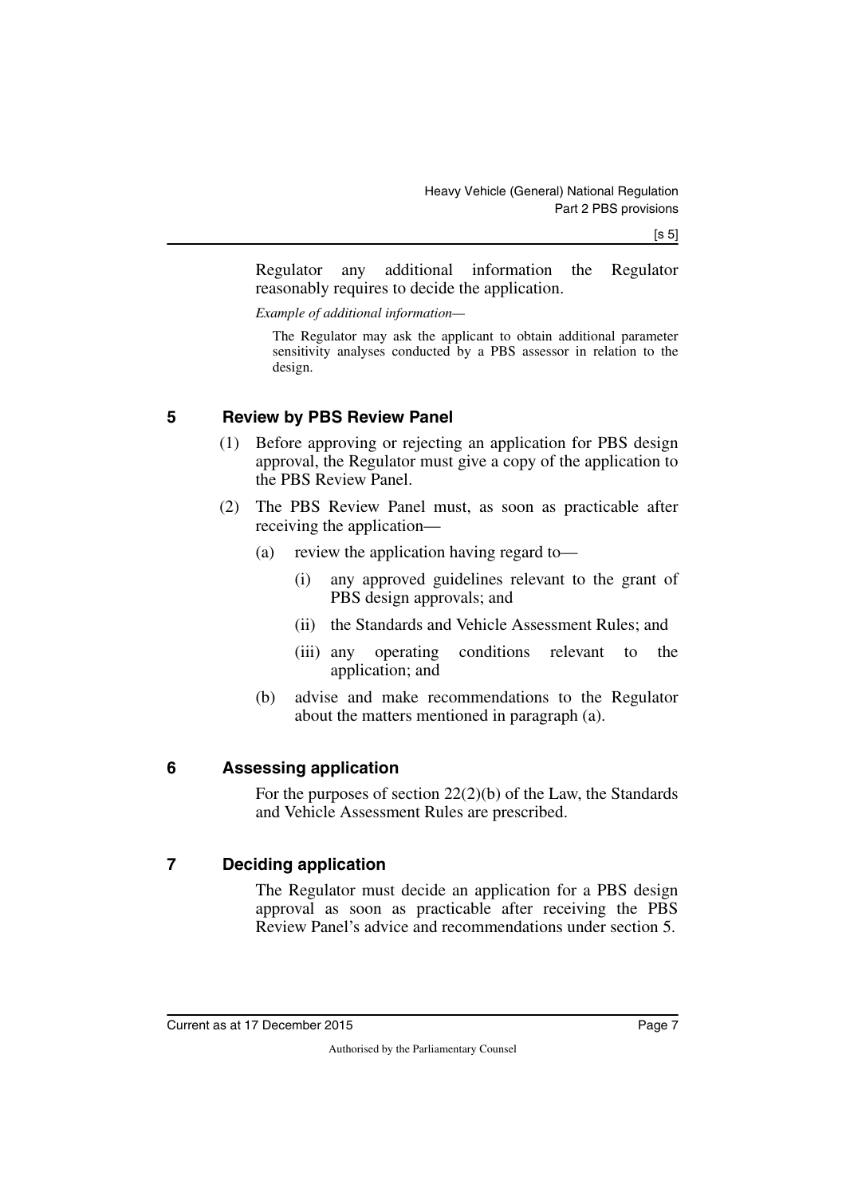Regulator any additional information the Regulator reasonably requires to decide the application.

*Example of additional information—*

The Regulator may ask the applicant to obtain additional parameter sensitivity analyses conducted by a PBS assessor in relation to the design.

## 5 Review by PBS Review Panel

(1) Before approving or rejecting an application for PBS design approval, the Regulator must give a copy of the application to the PBS Review Panel.

(2) The PBS Review Panel must, as soon as practicable after receiving the application—

(a) review the application having regard to—

(i) any approved guidelines relevant to the grant of PBS design approvals; and

(ii) the Standards and Vehicle Assessment Rules; and

(iii) any operating conditions relevant to the application; and

(b) advise and make recommendations to the Regulator about the matters mentioned in paragraph (a).

## 6 Assessing application

For the purposes of section 22(2)(b) of the Law, the Standards and Vehicle Assessment Rules are prescribed.

## 7 Deciding application

The Regulator must decide an application for a PBS design approval as soon as practicable after receiving the PBS Review Panel's advice and recommendations under section 5.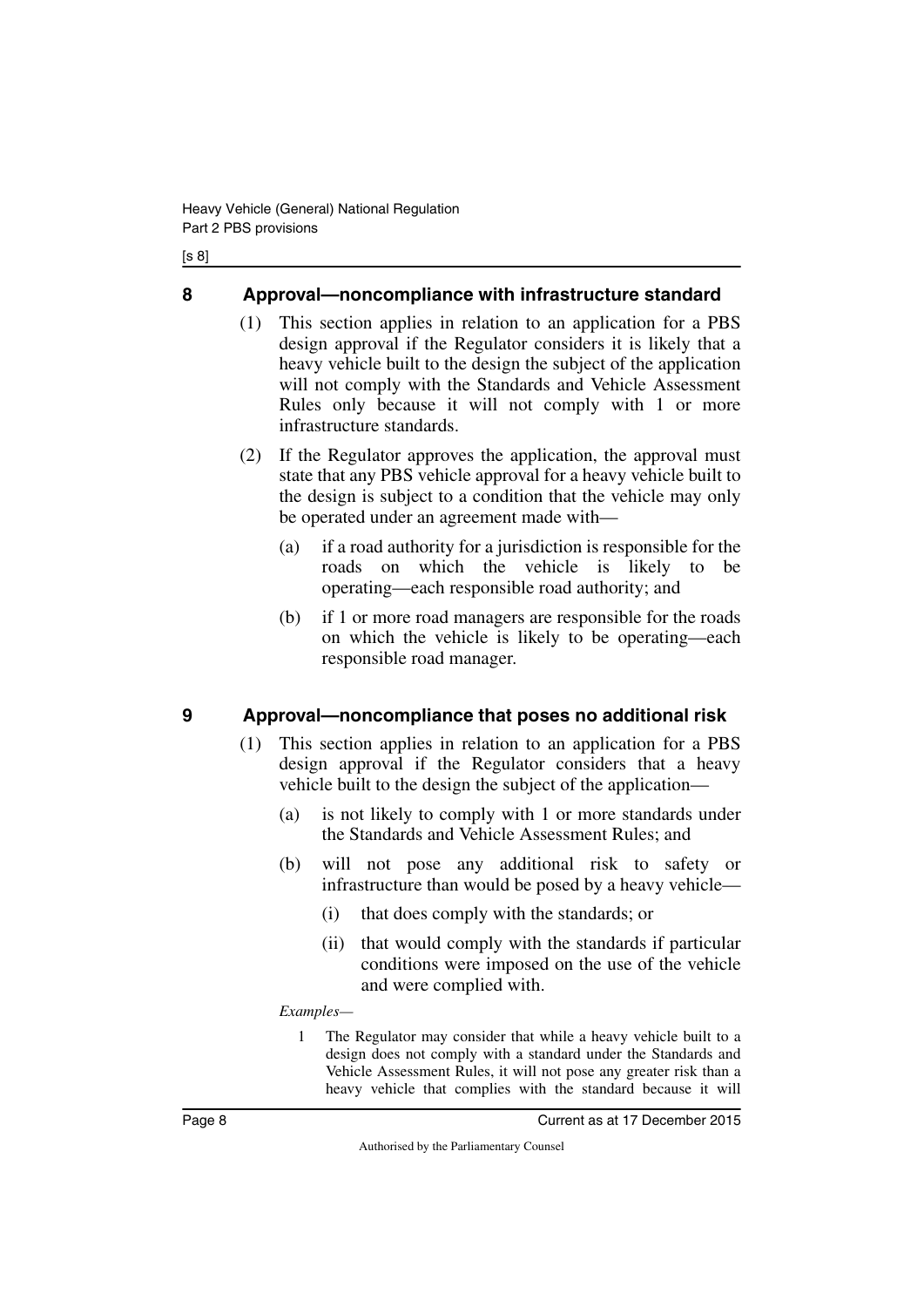## 8 Approval—noncompliance with infrastructure standard

(1) This section applies in relation to an application for a PBS design approval if the Regulator considers it is likely that a heavy vehicle built to the design the subject of the application will not comply with the Standards and Vehicle Assessment Rules only because it will not comply with 1 or more infrastructure standards.

(2) If the Regulator approves the application, the approval must state that any PBS vehicle approval for a heavy vehicle built to the design is subject to a condition that the vehicle may only be operated under an agreement made with—

(a) if a road authority for a jurisdiction is responsible for the roads on which the vehicle is likely to be operating—each responsible road authority; and

(b) if 1 or more road managers are responsible for the roads on which the vehicle is likely to be operating—each responsible road manager.

## 9 Approval—noncompliance that poses no additional risk

(1) This section applies in relation to an application for a PBS design approval if the Regulator considers that a heavy vehicle built to the design the subject of the application—

(a) is not likely to comply with 1 or more standards under the Standards and Vehicle Assessment Rules; and

(b) will not pose any additional risk to safety or infrastructure than would be posed by a heavy vehicle—

(i) that does comply with the standards; or

(ii) that would comply with the standards if particular conditions were imposed on the use of the vehicle and were complied with.

*Examples—*

1 The Regulator may consider that while a heavy vehicle built to a design does not comply with a standard under the Standards and Vehicle Assessment Rules, it will not pose any greater risk than a heavy vehicle that complies with the standard because it will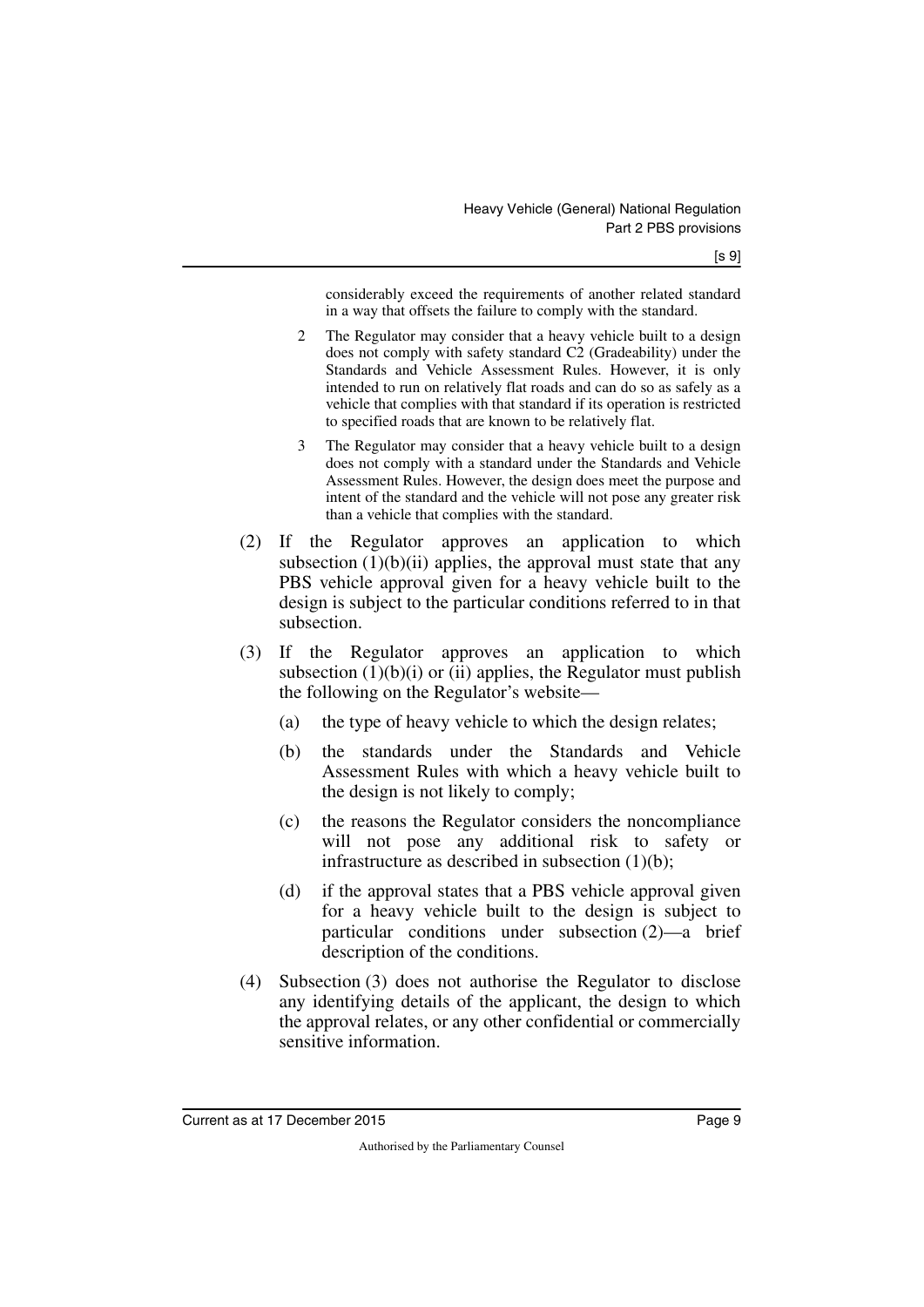considerably exceed the requirements of another related standard in a way that offsets the failure to comply with the standard.

2 The Regulator may consider that a heavy vehicle built to a design does not comply with safety standard C2 (Gradeability) under the Standards and Vehicle Assessment Rules. However, it is only intended to run on relatively flat roads and can do so as safely as a vehicle that complies with that standard if its operation is restricted to specified roads that are known to be relatively flat.

3 The Regulator may consider that a heavy vehicle built to a design does not comply with a standard under the Standards and Vehicle Assessment Rules. However, the design does meet the purpose and intent of the standard and the vehicle will not pose any greater risk than a vehicle that complies with the standard.

(2) If the Regulator approves an application to which subsection (1)(b)(ii) applies, the approval must state that any PBS vehicle approval given for a heavy vehicle built to the design is subject to the particular conditions referred to in that subsection.

(3) If the Regulator approves an application to which subsection (1)(b)(i) or (ii) applies, the Regulator must publish the following on the Regulator's website—

(a) the type of heavy vehicle to which the design relates;

(b) the standards under the Standards and Vehicle Assessment Rules with which a heavy vehicle built to the design is not likely to comply;

(c) the reasons the Regulator considers the noncompliance will not pose any additional risk to safety or infrastructure as described in subsection (1)(b);

(d) if the approval states that a PBS vehicle approval given for a heavy vehicle built to the design is subject to particular conditions under subsection (2)—a brief description of the conditions.

(4) Subsection (3) does not authorise the Regulator to disclose any identifying details of the applicant, the design to which the approval relates, or any other confidential or commercially sensitive information.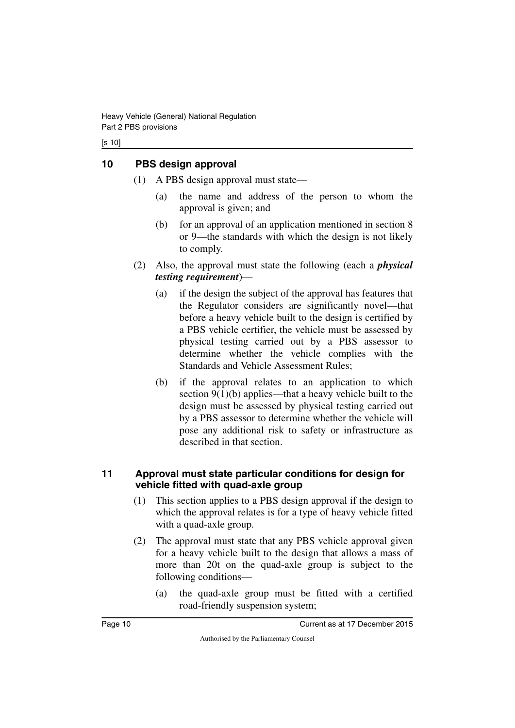## 10 PBS design approval

(1) A PBS design approval must state—

(a) the name and address of the person to whom the approval is given; and

(b) for an approval of an application mentioned in section 8 or 9—the standards with which the design is not likely to comply.

(2) Also, the approval must state the following (each a ***physical testing requirement***)—

(a) if the design the subject of the approval has features that the Regulator considers are significantly novel—that before a heavy vehicle built to the design is certified by a PBS vehicle certifier, the vehicle must be assessed by physical testing carried out by a PBS assessor to determine whether the vehicle complies with the Standards and Vehicle Assessment Rules;

(b) if the approval relates to an application to which section 9(1)(b) applies—that a heavy vehicle built to the design must be assessed by physical testing carried out by a PBS assessor to determine whether the vehicle will pose any additional risk to safety or infrastructure as described in that section.

## 11 Approval must state particular conditions for design for vehicle fitted with quad-axle group

(1) This section applies to a PBS design approval if the design to which the approval relates is for a type of heavy vehicle fitted with a quad-axle group.

(2) The approval must state that any PBS vehicle approval given for a heavy vehicle built to the design that allows a mass of more than 20t on the quad-axle group is subject to the following conditions—

(a) the quad-axle group must be fitted with a certified road-friendly suspension system;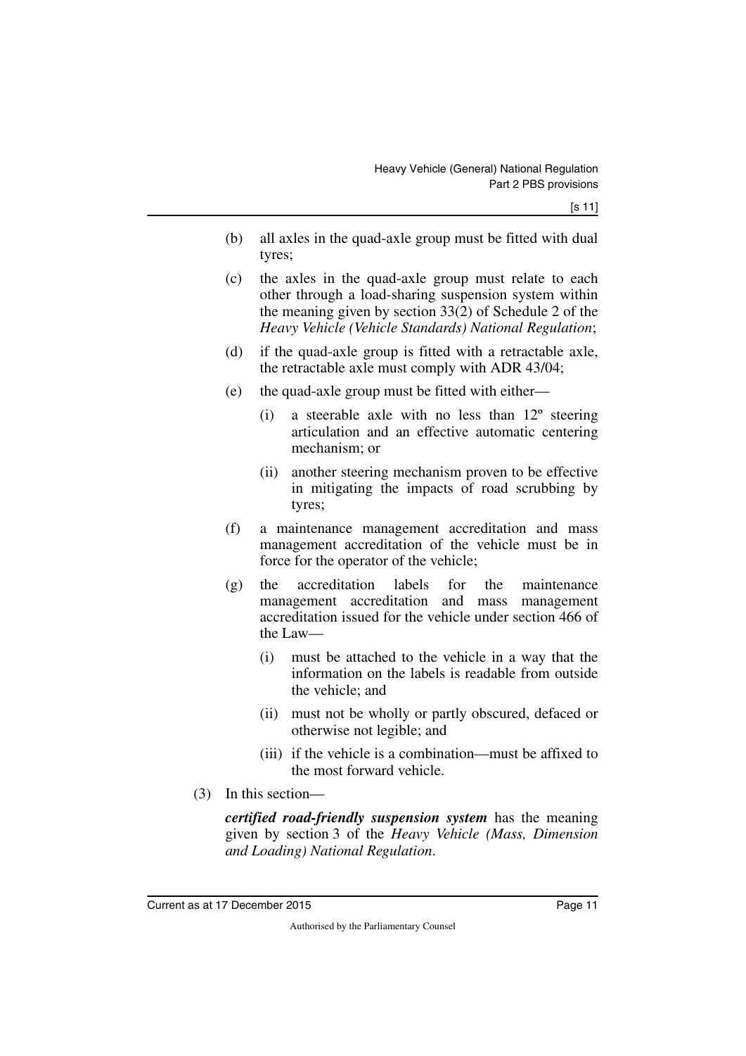(b) all axles in the quad-axle group must be fitted with dual tyres;

(c) the axles in the quad-axle group must relate to each other through a load-sharing suspension system within the meaning given by section 33(2) of Schedule 2 of the *Heavy Vehicle (Vehicle Standards) National Regulation*;

(d) if the quad-axle group is fitted with a retractable axle, the retractable axle must comply with ADR 43/04;

(e) the quad-axle group must be fitted with either—

   (i) a steerable axle with no less than 12º steering articulation and an effective automatic centering mechanism; or

   (ii) another steering mechanism proven to be effective in mitigating the impacts of road scrubbing by tyres;

(f) a maintenance management accreditation and mass management accreditation of the vehicle must be in force for the operator of the vehicle;

(g) the accreditation labels for the maintenance management accreditation and mass management accreditation issued for the vehicle under section 466 of the Law—

   (i) must be attached to the vehicle in a way that the information on the labels is readable from outside the vehicle; and

   (ii) must not be wholly or partly obscured, defaced or otherwise not legible; and

   (iii) if the vehicle is a combination—must be affixed to the most forward vehicle.

(3) In this section—

***certified road-friendly suspension system*** has the meaning given by section 3 of the *Heavy Vehicle (Mass, Dimension and Loading) National Regulation*.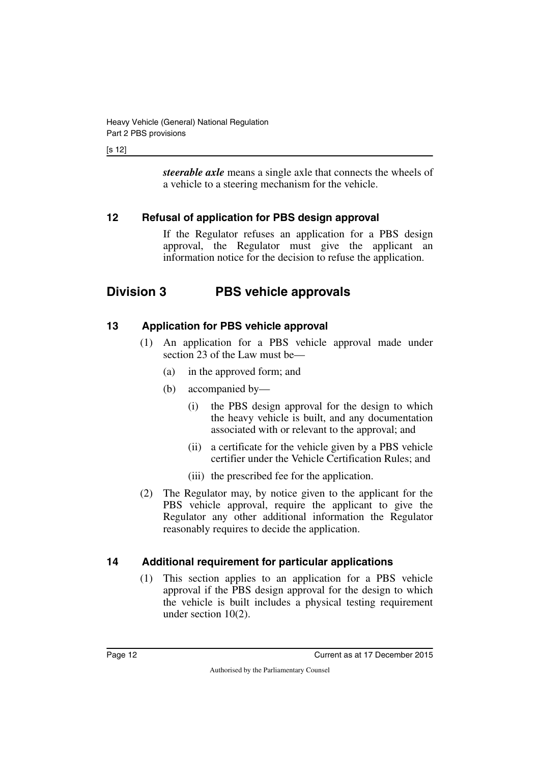***steerable axle*** means a single axle that connects the wheels of a vehicle to a steering mechanism for the vehicle.

### 12 Refusal of application for PBS design approval

If the Regulator refuses an application for a PBS design approval, the Regulator must give the applicant an information notice for the decision to refuse the application.

## Division 3 PBS vehicle approvals

### 13 Application for PBS vehicle approval

(1) An application for a PBS vehicle approval made under section 23 of the Law must be—

  (a) in the approved form; and

  (b) accompanied by—

    (i) the PBS design approval for the design to which the heavy vehicle is built, and any documentation associated with or relevant to the approval; and

    (ii) a certificate for the vehicle given by a PBS vehicle certifier under the Vehicle Certification Rules; and

    (iii) the prescribed fee for the application.

(2) The Regulator may, by notice given to the applicant for the PBS vehicle approval, require the applicant to give the Regulator any other additional information the Regulator reasonably requires to decide the application.

### 14 Additional requirement for particular applications

(1) This section applies to an application for a PBS vehicle approval if the PBS design approval for the design to which the vehicle is built includes a physical testing requirement under section 10(2).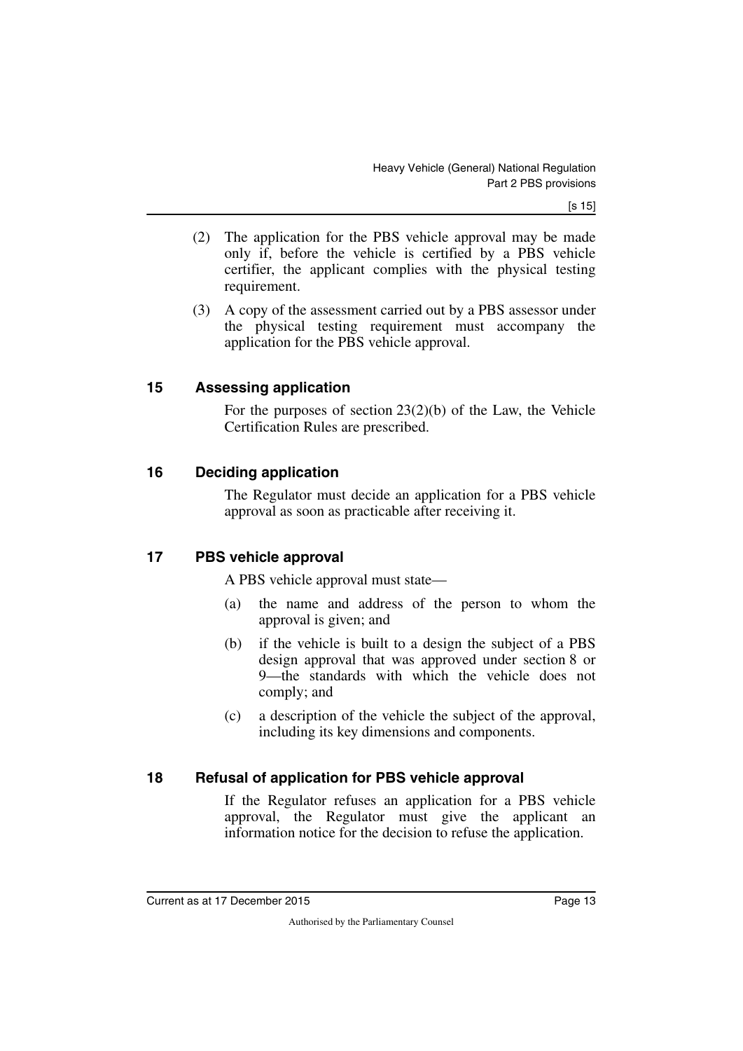(2) The application for the PBS vehicle approval may be made only if, before the vehicle is certified by a PBS vehicle certifier, the applicant complies with the physical testing requirement.

(3) A copy of the assessment carried out by a PBS assessor under the physical testing requirement must accompany the application for the PBS vehicle approval.

### 15 Assessing application

For the purposes of section 23(2)(b) of the Law, the Vehicle Certification Rules are prescribed.

### 16 Deciding application

The Regulator must decide an application for a PBS vehicle approval as soon as practicable after receiving it.

### 17 PBS vehicle approval

A PBS vehicle approval must state—

(a) the name and address of the person to whom the approval is given; and

(b) if the vehicle is built to a design the subject of a PBS design approval that was approved under section 8 or 9—the standards with which the vehicle does not comply; and

(c) a description of the vehicle the subject of the approval, including its key dimensions and components.

### 18 Refusal of application for PBS vehicle approval

If the Regulator refuses an application for a PBS vehicle approval, the Regulator must give the applicant an information notice for the decision to refuse the application.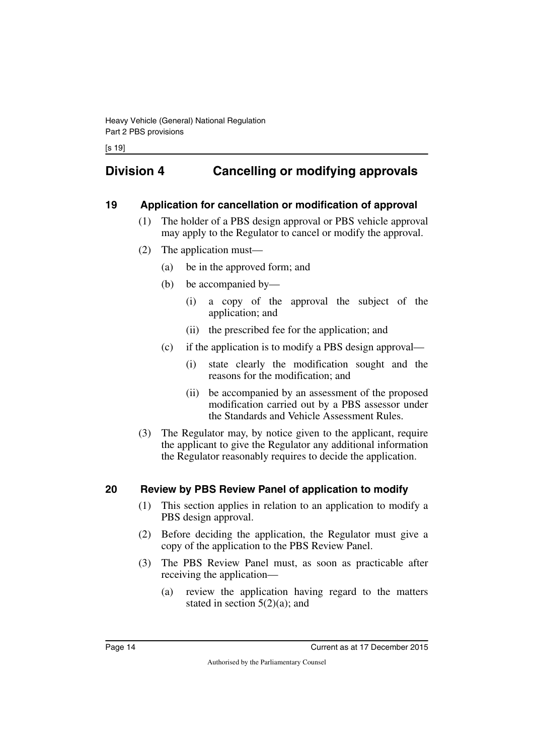## Division 4 Cancelling or modifying approvals

### 19 Application for cancellation or modification of approval

(1) The holder of a PBS design approval or PBS vehicle approval may apply to the Regulator to cancel or modify the approval.

(2) The application must—

(a) be in the approved form; and

(b) be accompanied by—

(i) a copy of the approval the subject of the application; and

(ii) the prescribed fee for the application; and

(c) if the application is to modify a PBS design approval—

(i) state clearly the modification sought and the reasons for the modification; and

(ii) be accompanied by an assessment of the proposed modification carried out by a PBS assessor under the Standards and Vehicle Assessment Rules.

(3) The Regulator may, by notice given to the applicant, require the applicant to give the Regulator any additional information the Regulator reasonably requires to decide the application.

### 20 Review by PBS Review Panel of application to modify

(1) This section applies in relation to an application to modify a PBS design approval.

(2) Before deciding the application, the Regulator must give a copy of the application to the PBS Review Panel.

(3) The PBS Review Panel must, as soon as practicable after receiving the application—

(a) review the application having regard to the matters stated in section 5(2)(a); and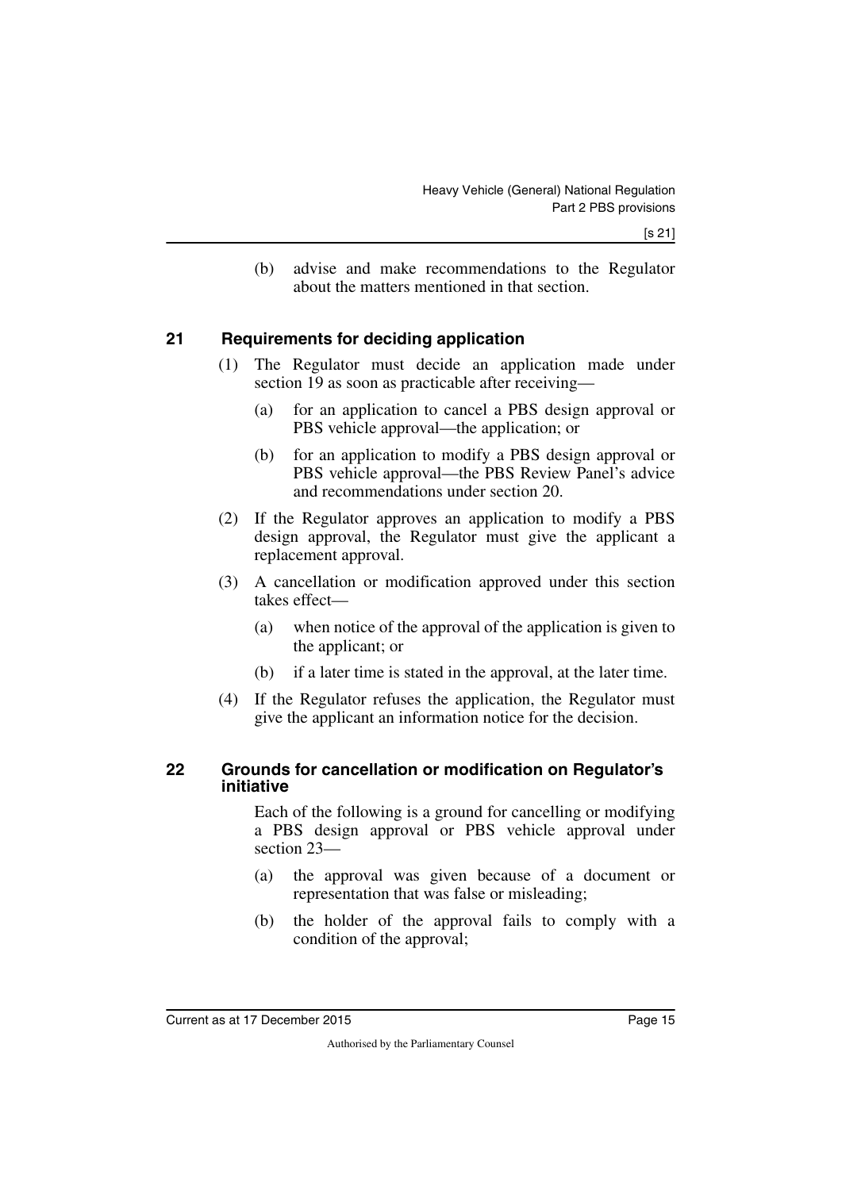(b) advise and make recommendations to the Regulator about the matters mentioned in that section.

## 21 Requirements for deciding application

(1) The Regulator must decide an application made under section 19 as soon as practicable after receiving—

(a) for an application to cancel a PBS design approval or PBS vehicle approval—the application; or

(b) for an application to modify a PBS design approval or PBS vehicle approval—the PBS Review Panel's advice and recommendations under section 20.

(2) If the Regulator approves an application to modify a PBS design approval, the Regulator must give the applicant a replacement approval.

(3) A cancellation or modification approved under this section takes effect—

(a) when notice of the approval of the application is given to the applicant; or

(b) if a later time is stated in the approval, at the later time.

(4) If the Regulator refuses the application, the Regulator must give the applicant an information notice for the decision.

## 22 Grounds for cancellation or modification on Regulator's initiative

Each of the following is a ground for cancelling or modifying a PBS design approval or PBS vehicle approval under section 23—

(a) the approval was given because of a document or representation that was false or misleading;

(b) the holder of the approval fails to comply with a condition of the approval;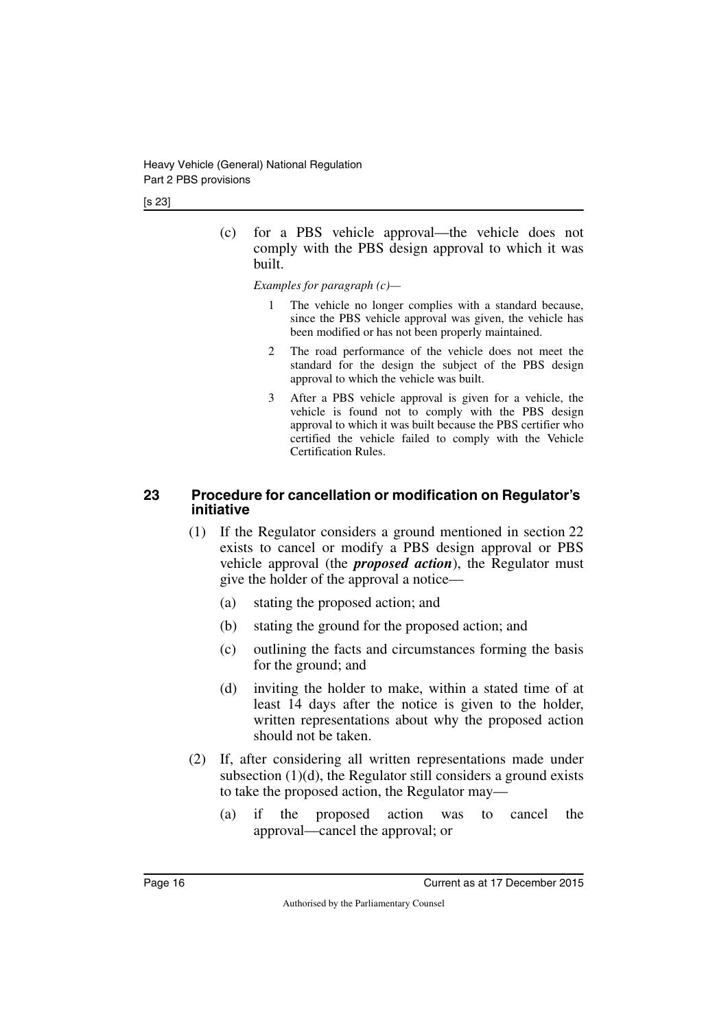(c) for a PBS vehicle approval—the vehicle does not comply with the PBS design approval to which it was built.

*Examples for paragraph (c)—*

1 The vehicle no longer complies with a standard because, since the PBS vehicle approval was given, the vehicle has been modified or has not been properly maintained.

2 The road performance of the vehicle does not meet the standard for the design the subject of the PBS design approval to which the vehicle was built.

3 After a PBS vehicle approval is given for a vehicle, the vehicle is found not to comply with the PBS design approval to which it was built because the PBS certifier who certified the vehicle failed to comply with the Vehicle Certification Rules.

## 23 Procedure for cancellation or modification on Regulator's initiative

(1) If the Regulator considers a ground mentioned in section 22 exists to cancel or modify a PBS design approval or PBS vehicle approval (the ***proposed action***), the Regulator must give the holder of the approval a notice—

(a) stating the proposed action; and

(b) stating the ground for the proposed action; and

(c) outlining the facts and circumstances forming the basis for the ground; and

(d) inviting the holder to make, within a stated time of at least 14 days after the notice is given to the holder, written representations about why the proposed action should not be taken.

(2) If, after considering all written representations made under subsection (1)(d), the Regulator still considers a ground exists to take the proposed action, the Regulator may—

(a) if the proposed action was to cancel the approval—cancel the approval; or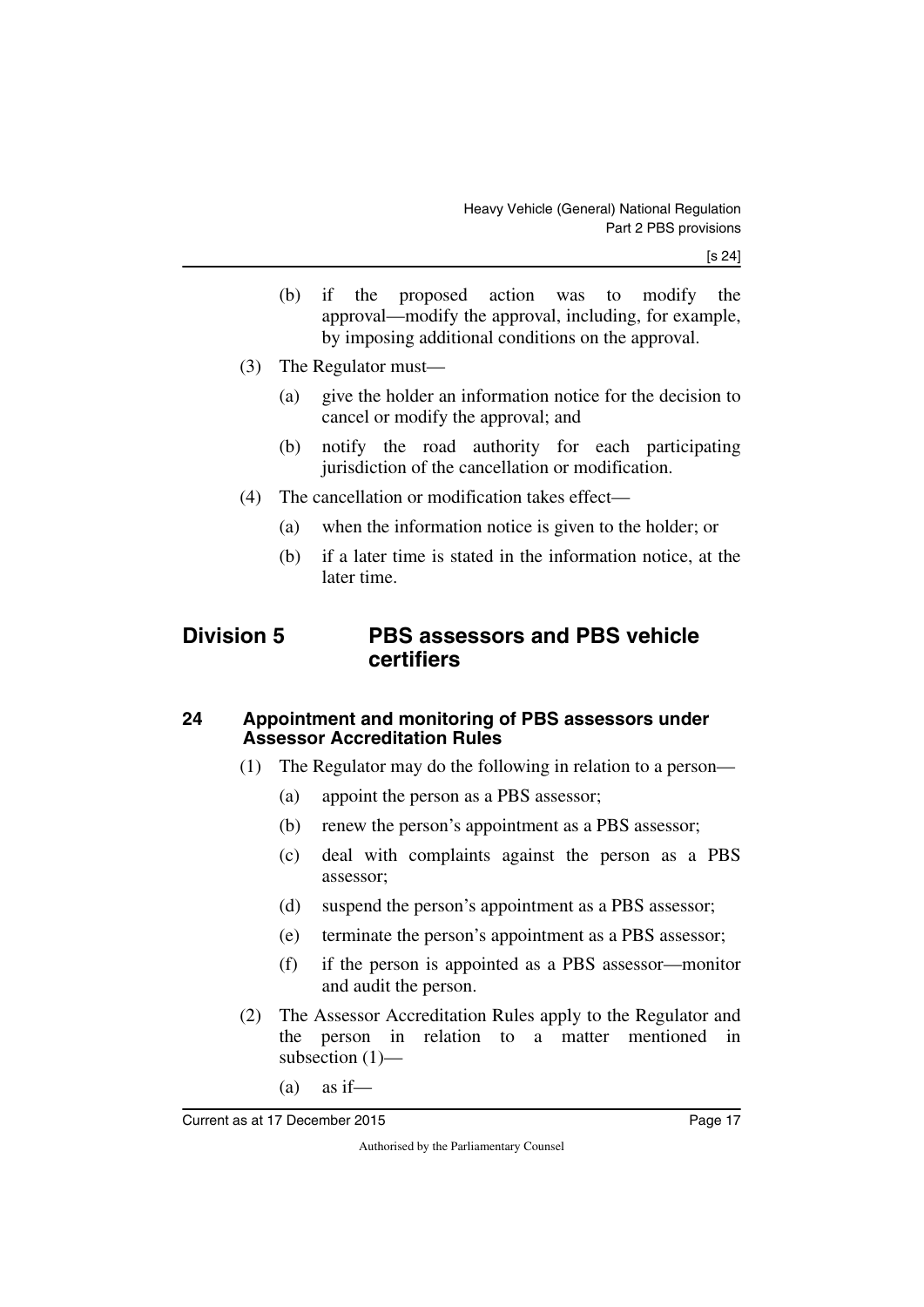(b) if the proposed action was to modify the approval—modify the approval, including, for example, by imposing additional conditions on the approval.

(3) The Regulator must—

(a) give the holder an information notice for the decision to cancel or modify the approval; and

(b) notify the road authority for each participating jurisdiction of the cancellation or modification.

(4) The cancellation or modification takes effect—

(a) when the information notice is given to the holder; or

(b) if a later time is stated in the information notice, at the later time.

## Division 5 PBS assessors and PBS vehicle certifiers

### 24 Appointment and monitoring of PBS assessors under Assessor Accreditation Rules

(1) The Regulator may do the following in relation to a person—

(a) appoint the person as a PBS assessor;

(b) renew the person's appointment as a PBS assessor;

(c) deal with complaints against the person as a PBS assessor;

(d) suspend the person's appointment as a PBS assessor;

(e) terminate the person's appointment as a PBS assessor;

(f) if the person is appointed as a PBS assessor—monitor and audit the person.

(2) The Assessor Accreditation Rules apply to the Regulator and the person in relation to a matter mentioned in subsection (1)—

(a) as if—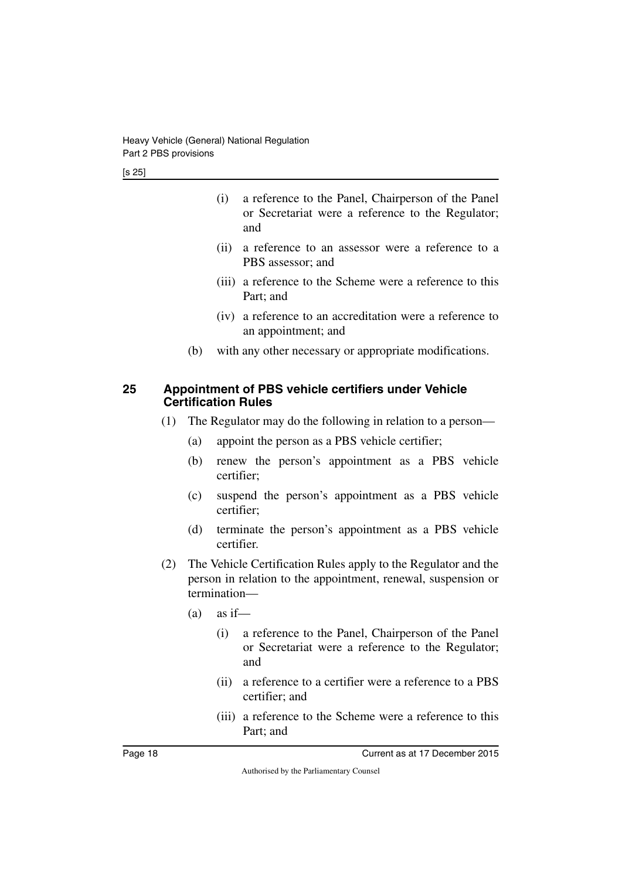- (i) a reference to the Panel, Chairperson of the Panel or Secretariat were a reference to the Regulator; and
  - (ii) a reference to an assessor were a reference to a PBS assessor; and
  - (iii) a reference to the Scheme were a reference to this Part; and
  - (iv) a reference to an accreditation were a reference to an appointment; and
- (b) with any other necessary or appropriate modifications.

### 25 Appointment of PBS vehicle certifiers under Vehicle Certification Rules

(1) The Regulator may do the following in relation to a person—

- (a) appoint the person as a PBS vehicle certifier;
- (b) renew the person's appointment as a PBS vehicle certifier;
- (c) suspend the person's appointment as a PBS vehicle certifier;
- (d) terminate the person's appointment as a PBS vehicle certifier.

(2) The Vehicle Certification Rules apply to the Regulator and the person in relation to the appointment, renewal, suspension or termination—

- (a) as if—
  - (i) a reference to the Panel, Chairperson of the Panel or Secretariat were a reference to the Regulator; and
  - (ii) a reference to a certifier were a reference to a PBS certifier; and
  - (iii) a reference to the Scheme were a reference to this Part; and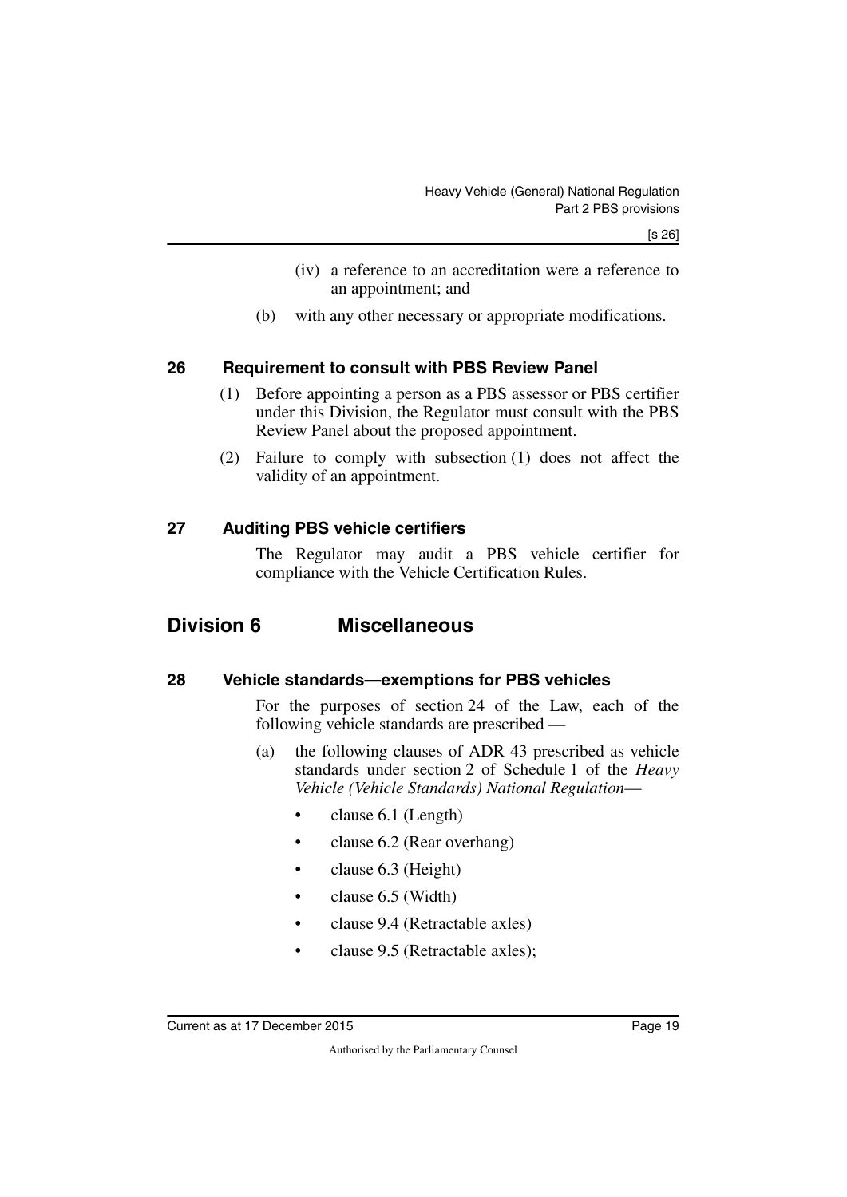(iv) a reference to an accreditation were a reference to an appointment; and

(b) with any other necessary or appropriate modifications.

### 26 Requirement to consult with PBS Review Panel

(1) Before appointing a person as a PBS assessor or PBS certifier under this Division, the Regulator must consult with the PBS Review Panel about the proposed appointment.

(2) Failure to comply with subsection (1) does not affect the validity of an appointment.

### 27 Auditing PBS vehicle certifiers

The Regulator may audit a PBS vehicle certifier for compliance with the Vehicle Certification Rules.

## Division 6 Miscellaneous

### 28 Vehicle standards—exemptions for PBS vehicles

For the purposes of section 24 of the Law, each of the following vehicle standards are prescribed —

(a) the following clauses of ADR 43 prescribed as vehicle standards under section 2 of Schedule 1 of the *Heavy Vehicle (Vehicle Standards) National Regulation*—

- clause 6.1 (Length)
- clause 6.2 (Rear overhang)
- clause 6.3 (Height)
- clause 6.5 (Width)
- clause 9.4 (Retractable axles)
- clause 9.5 (Retractable axles);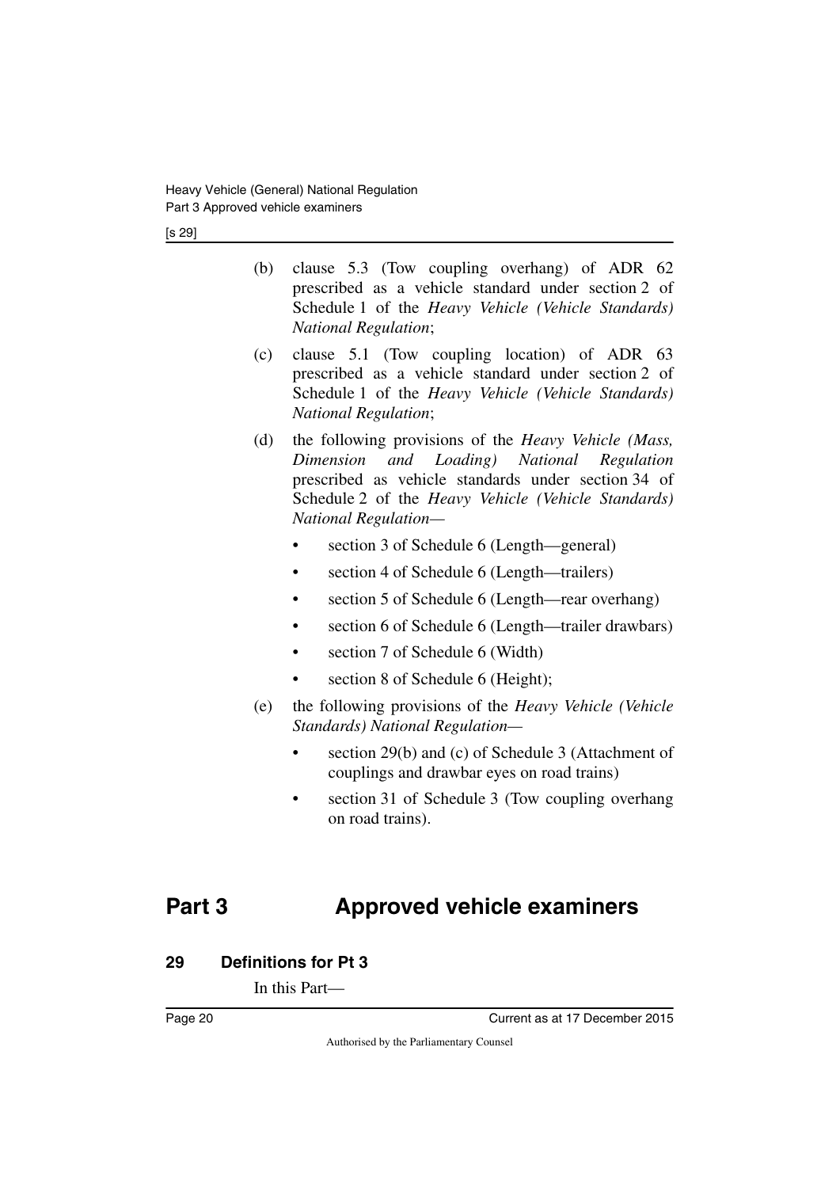(b) clause 5.3 (Tow coupling overhang) of ADR 62 prescribed as a vehicle standard under section 2 of Schedule 1 of the *Heavy Vehicle (Vehicle Standards) National Regulation*;

(c) clause 5.1 (Tow coupling location) of ADR 63 prescribed as a vehicle standard under section 2 of Schedule 1 of the *Heavy Vehicle (Vehicle Standards) National Regulation*;

(d) the following provisions of the *Heavy Vehicle (Mass, Dimension and Loading) National Regulation* prescribed as vehicle standards under section 34 of Schedule 2 of the *Heavy Vehicle (Vehicle Standards) National Regulation*—

- section 3 of Schedule 6 (Length—general)
- section 4 of Schedule 6 (Length—trailers)
- section 5 of Schedule 6 (Length—rear overhang)
- section 6 of Schedule 6 (Length—trailer drawbars)
- section 7 of Schedule 6 (Width)
- section 8 of Schedule 6 (Height);

(e) the following provisions of the *Heavy Vehicle (Vehicle Standards) National Regulation*—

- section 29(b) and (c) of Schedule 3 (Attachment of couplings and drawbar eyes on road trains)
- section 31 of Schedule 3 (Tow coupling overhang on road trains).

# Part 3 Approved vehicle examiners

## 29 Definitions for Pt 3

In this Part—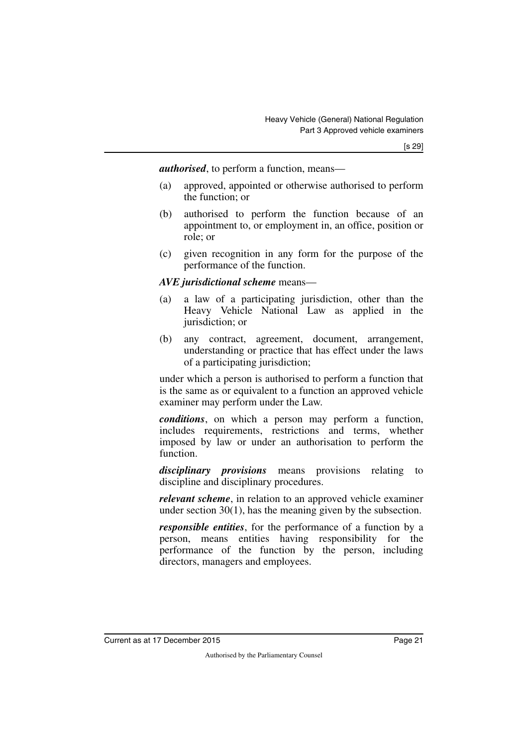***authorised***, to perform a function, means—

(a) approved, appointed or otherwise authorised to perform the function; or

(b) authorised to perform the function because of an appointment to, or employment in, an office, position or role; or

(c) given recognition in any form for the purpose of the performance of the function.

***AVE jurisdictional scheme*** means—

(a) a law of a participating jurisdiction, other than the Heavy Vehicle National Law as applied in the jurisdiction; or

(b) any contract, agreement, document, arrangement, understanding or practice that has effect under the laws of a participating jurisdiction;

under which a person is authorised to perform a function that is the same as or equivalent to a function an approved vehicle examiner may perform under the Law.

***conditions***, on which a person may perform a function, includes requirements, restrictions and terms, whether imposed by law or under an authorisation to perform the function.

***disciplinary provisions*** means provisions relating to discipline and disciplinary procedures.

***relevant scheme***, in relation to an approved vehicle examiner under section 30(1), has the meaning given by the subsection.

***responsible entities***, for the performance of a function by a person, means entities having responsibility for the performance of the function by the person, including directors, managers and employees.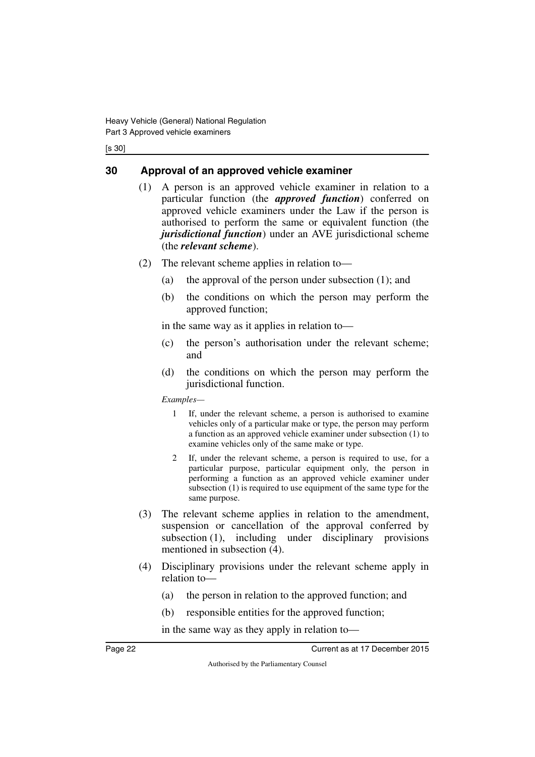## 30 Approval of an approved vehicle examiner

(1) A person is an approved vehicle examiner in relation to a particular function (the ***approved function***) conferred on approved vehicle examiners under the Law if the person is authorised to perform the same or equivalent function (the ***jurisdictional function***) under an AVE jurisdictional scheme (the ***relevant scheme***).

(2) The relevant scheme applies in relation to—

(a) the approval of the person under subsection (1); and

(b) the conditions on which the person may perform the approved function;

in the same way as it applies in relation to—

(c) the person's authorisation under the relevant scheme; and

(d) the conditions on which the person may perform the jurisdictional function.

*Examples—*

1 If, under the relevant scheme, a person is authorised to examine vehicles only of a particular make or type, the person may perform a function as an approved vehicle examiner under subsection (1) to examine vehicles only of the same make or type.

2 If, under the relevant scheme, a person is required to use, for a particular purpose, particular equipment only, the person in performing a function as an approved vehicle examiner under subsection (1) is required to use equipment of the same type for the same purpose.

(3) The relevant scheme applies in relation to the amendment, suspension or cancellation of the approval conferred by subsection (1), including under disciplinary provisions mentioned in subsection (4).

(4) Disciplinary provisions under the relevant scheme apply in relation to—

(a) the person in relation to the approved function; and

(b) responsible entities for the approved function;

in the same way as they apply in relation to—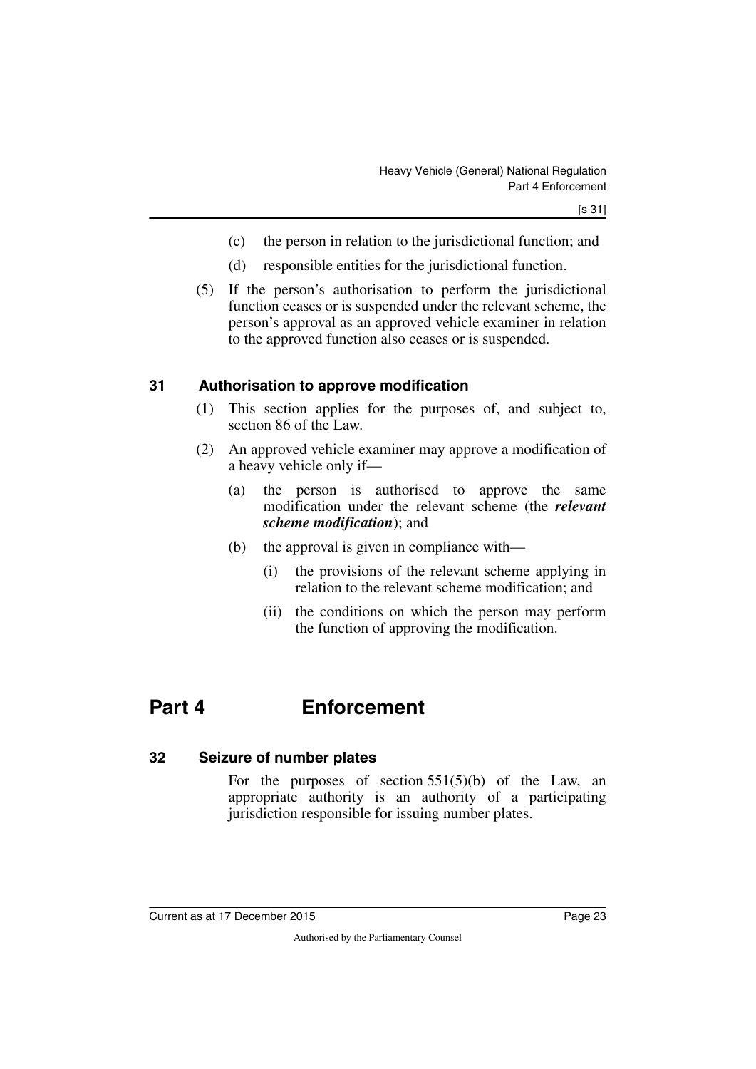(c) the person in relation to the jurisdictional function; and

(d) responsible entities for the jurisdictional function.

(5) If the person's authorisation to perform the jurisdictional function ceases or is suspended under the relevant scheme, the person's approval as an approved vehicle examiner in relation to the approved function also ceases or is suspended.

### 31 Authorisation to approve modification

(1) This section applies for the purposes of, and subject to, section 86 of the Law.

(2) An approved vehicle examiner may approve a modification of a heavy vehicle only if—

(a) the person is authorised to approve the same modification under the relevant scheme (the ***relevant scheme modification***); and

(b) the approval is given in compliance with—

(i) the provisions of the relevant scheme applying in relation to the relevant scheme modification; and

(ii) the conditions on which the person may perform the function of approving the modification.

## Part 4 Enforcement

### 32 Seizure of number plates

For the purposes of section 551(5)(b) of the Law, an appropriate authority is an authority of a participating jurisdiction responsible for issuing number plates.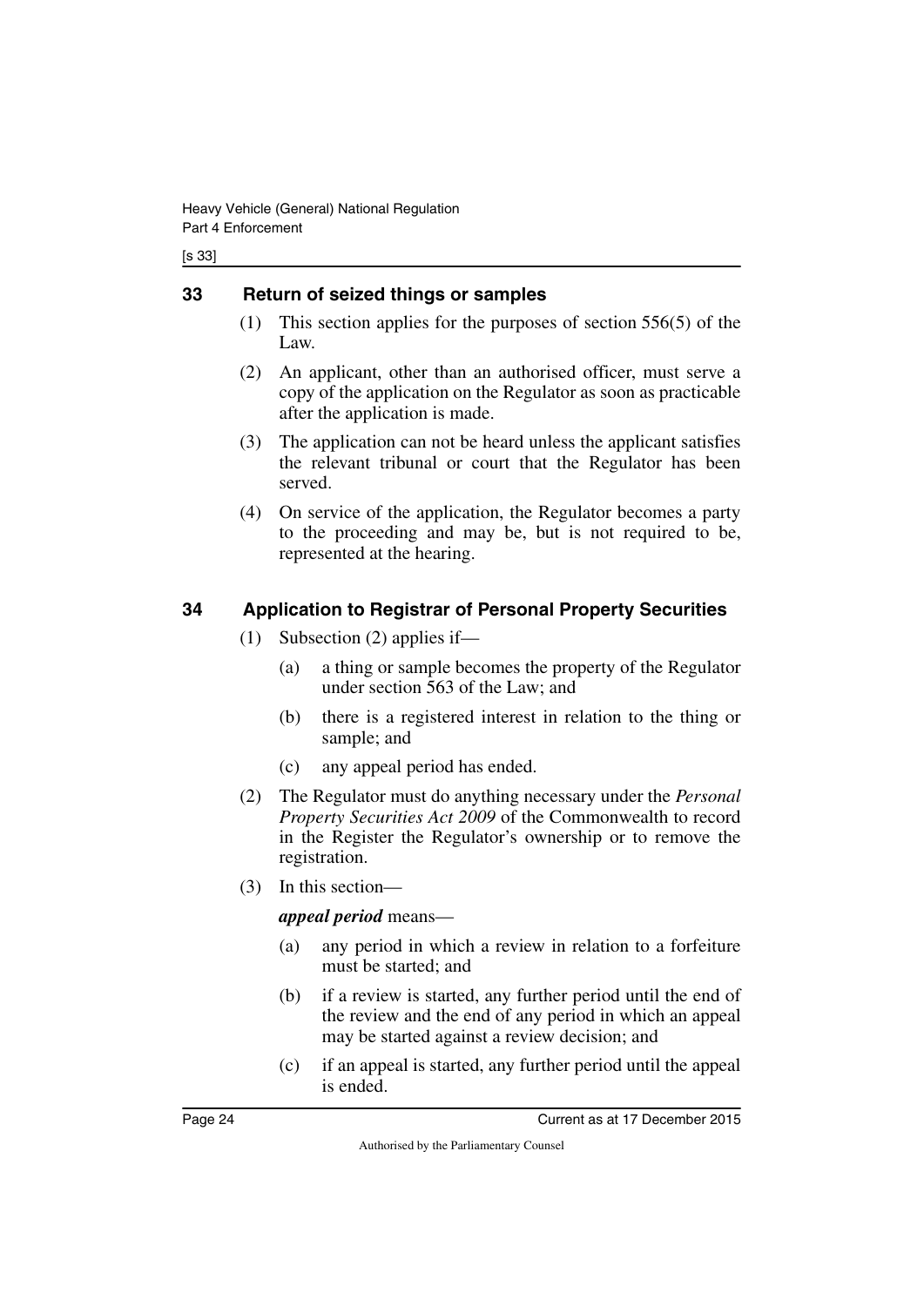## 33 Return of seized things or samples

(1) This section applies for the purposes of section 556(5) of the Law.

(2) An applicant, other than an authorised officer, must serve a copy of the application on the Regulator as soon as practicable after the application is made.

(3) The application can not be heard unless the applicant satisfies the relevant tribunal or court that the Regulator has been served.

(4) On service of the application, the Regulator becomes a party to the proceeding and may be, but is not required to be, represented at the hearing.

## 34 Application to Registrar of Personal Property Securities

(1) Subsection (2) applies if—

(a) a thing or sample becomes the property of the Regulator under section 563 of the Law; and

(b) there is a registered interest in relation to the thing or sample; and

(c) any appeal period has ended.

(2) The Regulator must do anything necessary under the *Personal Property Securities Act 2009* of the Commonwealth to record in the Register the Regulator's ownership or to remove the registration.

(3) In this section—

***appeal period*** means—

(a) any period in which a review in relation to a forfeiture must be started; and

(b) if a review is started, any further period until the end of the review and the end of any period in which an appeal may be started against a review decision; and

(c) if an appeal is started, any further period until the appeal is ended.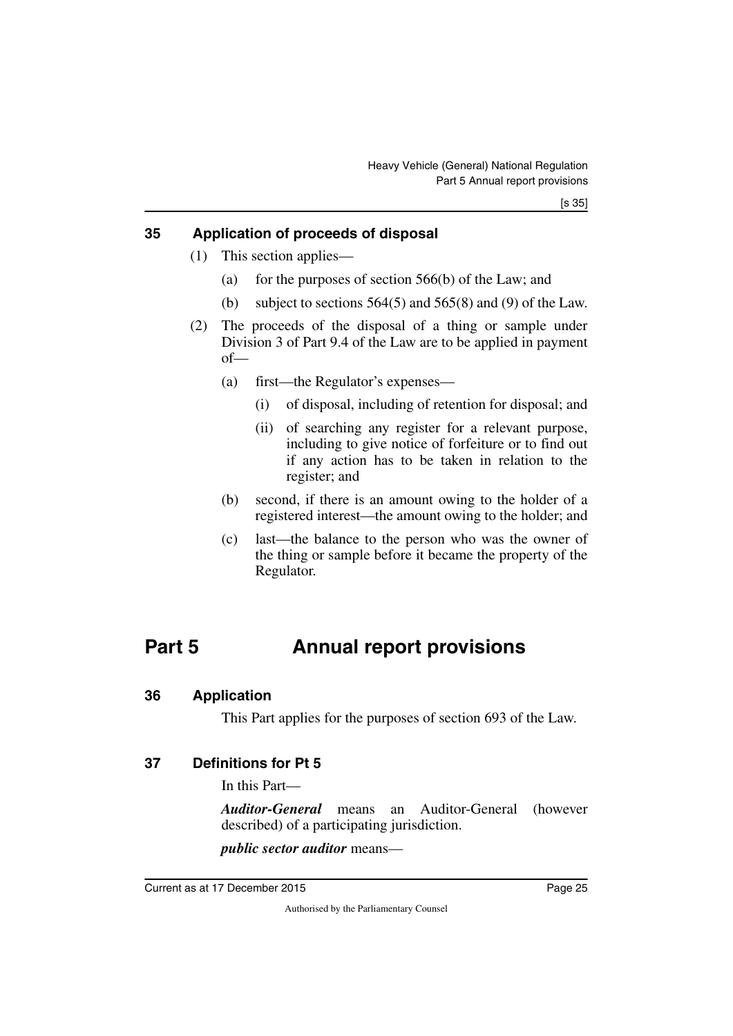### 35 Application of proceeds of disposal

(1) This section applies—

(a) for the purposes of section 566(b) of the Law; and

(b) subject to sections 564(5) and 565(8) and (9) of the Law.

(2) The proceeds of the disposal of a thing or sample under Division 3 of Part 9.4 of the Law are to be applied in payment of—

(a) first—the Regulator's expenses—

(i) of disposal, including of retention for disposal; and

(ii) of searching any register for a relevant purpose, including to give notice of forfeiture or to find out if any action has to be taken in relation to the register; and

(b) second, if there is an amount owing to the holder of a registered interest—the amount owing to the holder; and

(c) last—the balance to the person who was the owner of the thing or sample before it became the property of the Regulator.

## Part 5 Annual report provisions

### 36 Application

This Part applies for the purposes of section 693 of the Law.

### 37 Definitions for Pt 5

In this Part—

***Auditor-General*** means an Auditor-General (however described) of a participating jurisdiction.

***public sector auditor*** means—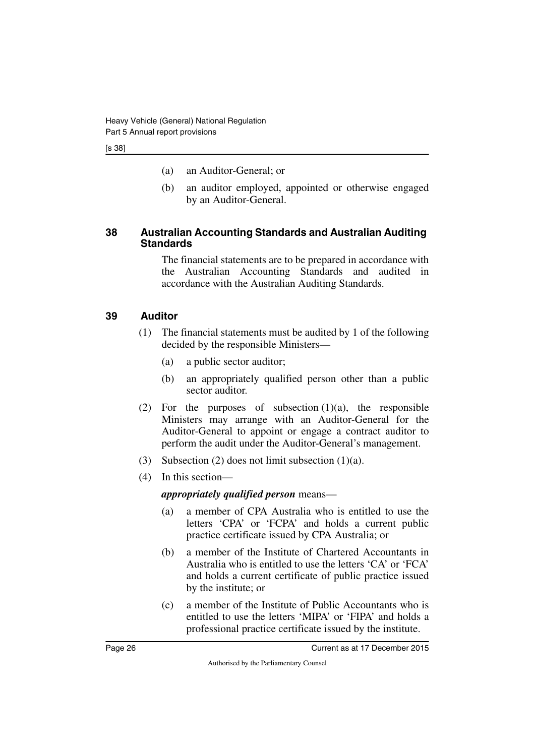(a) an Auditor-General; or

(b) an auditor employed, appointed or otherwise engaged by an Auditor-General.

### 38 Australian Accounting Standards and Australian Auditing Standards

The financial statements are to be prepared in accordance with the Australian Accounting Standards and audited in accordance with the Australian Auditing Standards.

### 39 Auditor

(1) The financial statements must be audited by 1 of the following decided by the responsible Ministers—

(a) a public sector auditor;

(b) an appropriately qualified person other than a public sector auditor.

(2) For the purposes of subsection (1)(a), the responsible Ministers may arrange with an Auditor-General for the Auditor-General to appoint or engage a contract auditor to perform the audit under the Auditor-General's management.

(3) Subsection (2) does not limit subsection (1)(a).

(4) In this section—

***appropriately qualified person*** means—

(a) a member of CPA Australia who is entitled to use the letters 'CPA' or 'FCPA' and holds a current public practice certificate issued by CPA Australia; or

(b) a member of the Institute of Chartered Accountants in Australia who is entitled to use the letters 'CA' or 'FCA' and holds a current certificate of public practice issued by the institute; or

(c) a member of the Institute of Public Accountants who is entitled to use the letters 'MIPA' or 'FIPA' and holds a professional practice certificate issued by the institute.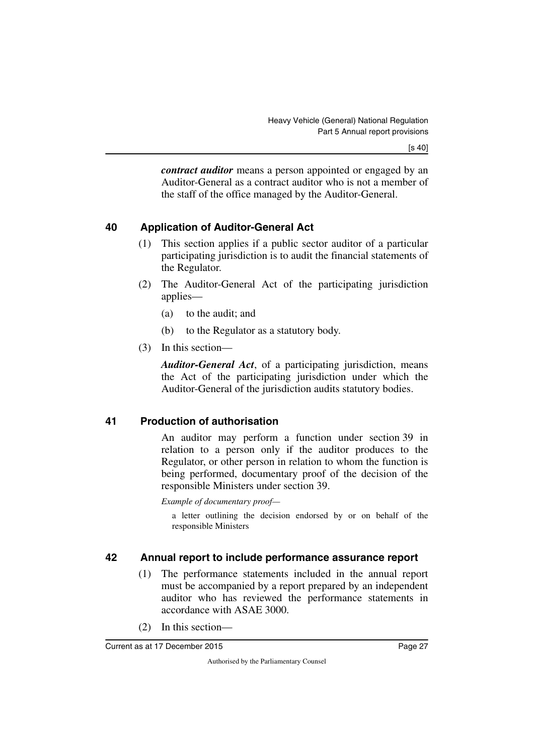***contract auditor*** means a person appointed or engaged by an Auditor-General as a contract auditor who is not a member of the staff of the office managed by the Auditor-General.

## 40 Application of Auditor-General Act

(1) This section applies if a public sector auditor of a particular participating jurisdiction is to audit the financial statements of the Regulator.

(2) The Auditor-General Act of the participating jurisdiction applies—

(a) to the audit; and

(b) to the Regulator as a statutory body.

(3) In this section—

***Auditor-General Act***, of a participating jurisdiction, means the Act of the participating jurisdiction under which the Auditor-General of the jurisdiction audits statutory bodies.

## 41 Production of authorisation

An auditor may perform a function under section 39 in relation to a person only if the auditor produces to the Regulator, or other person in relation to whom the function is being performed, documentary proof of the decision of the responsible Ministers under section 39.

*Example of documentary proof—*

a letter outlining the decision endorsed by or on behalf of the responsible Ministers

## 42 Annual report to include performance assurance report

(1) The performance statements included in the annual report must be accompanied by a report prepared by an independent auditor who has reviewed the performance statements in accordance with ASAE 3000.

(2) In this section—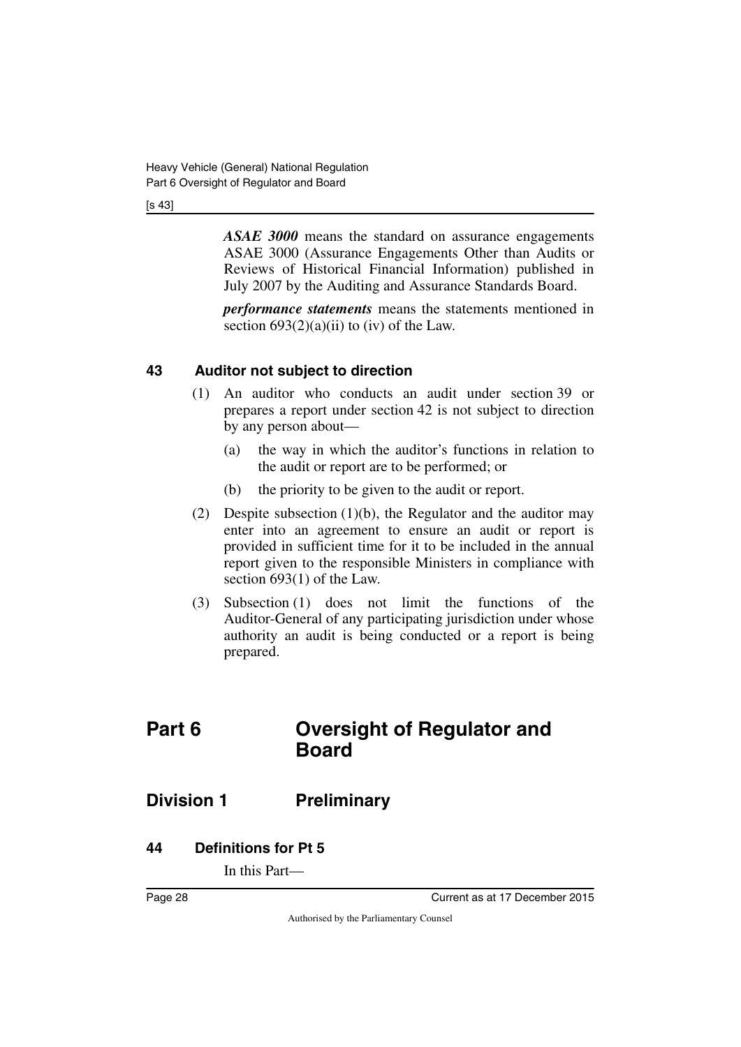***ASAE 3000*** means the standard on assurance engagements ASAE 3000 (Assurance Engagements Other than Audits or Reviews of Historical Financial Information) published in July 2007 by the Auditing and Assurance Standards Board.

***performance statements*** means the statements mentioned in section 693(2)(a)(ii) to (iv) of the Law.

### 43 Auditor not subject to direction

(1) An auditor who conducts an audit under section 39 or prepares a report under section 42 is not subject to direction by any person about—

(a) the way in which the auditor's functions in relation to the audit or report are to be performed; or

(b) the priority to be given to the audit or report.

(2) Despite subsection (1)(b), the Regulator and the auditor may enter into an agreement to ensure an audit or report is provided in sufficient time for it to be included in the annual report given to the responsible Ministers in compliance with section 693(1) of the Law.

(3) Subsection (1) does not limit the functions of the Auditor-General of any participating jurisdiction under whose authority an audit is being conducted or a report is being prepared.

# Part 6 Oversight of Regulator and Board

## Division 1 Preliminary

### 44 Definitions for Pt 5

In this Part—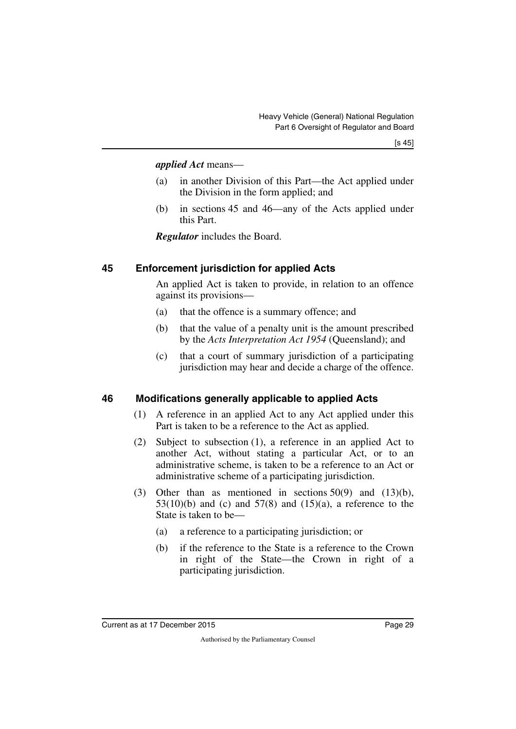***applied Act*** means—

(a) in another Division of this Part—the Act applied under the Division in the form applied; and

(b) in sections 45 and 46—any of the Acts applied under this Part.

***Regulator*** includes the Board.

## 45 Enforcement jurisdiction for applied Acts

An applied Act is taken to provide, in relation to an offence against its provisions—

(a) that the offence is a summary offence; and

(b) that the value of a penalty unit is the amount prescribed by the *Acts Interpretation Act 1954* (Queensland); and

(c) that a court of summary jurisdiction of a participating jurisdiction may hear and decide a charge of the offence.

## 46 Modifications generally applicable to applied Acts

(1) A reference in an applied Act to any Act applied under this Part is taken to be a reference to the Act as applied.

(2) Subject to subsection (1), a reference in an applied Act to another Act, without stating a particular Act, or to an administrative scheme, is taken to be a reference to an Act or administrative scheme of a participating jurisdiction.

(3) Other than as mentioned in sections 50(9) and (13)(b), 53(10)(b) and (c) and 57(8) and (15)(a), a reference to the State is taken to be—

(a) a reference to a participating jurisdiction; or

(b) if the reference to the State is a reference to the Crown in right of the State—the Crown in right of a participating jurisdiction.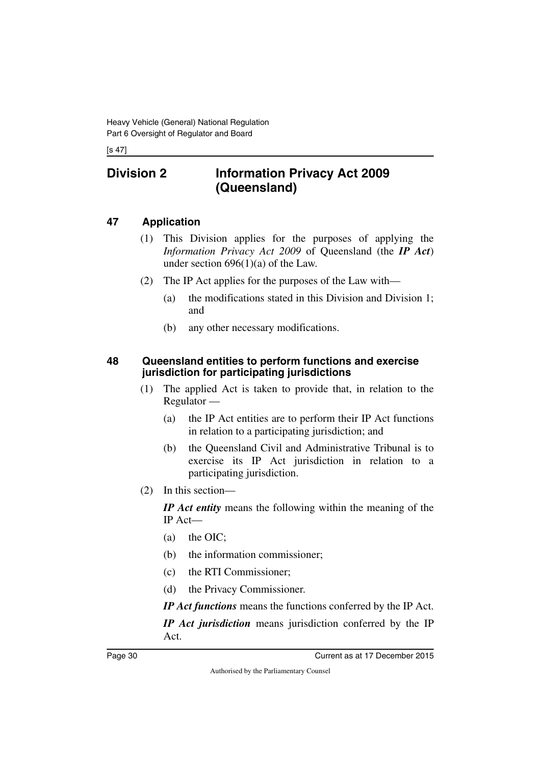## Division 2 Information Privacy Act 2009 (Queensland)

### 47 Application

(1) This Division applies for the purposes of applying the *Information Privacy Act 2009* of Queensland (the ***IP Act***) under section 696(1)(a) of the Law.

(2) The IP Act applies for the purposes of the Law with—

(a) the modifications stated in this Division and Division 1; and

(b) any other necessary modifications.

### 48 Queensland entities to perform functions and exercise jurisdiction for participating jurisdictions

(1) The applied Act is taken to provide that, in relation to the Regulator —

(a) the IP Act entities are to perform their IP Act functions in relation to a participating jurisdiction; and

(b) the Queensland Civil and Administrative Tribunal is to exercise its IP Act jurisdiction in relation to a participating jurisdiction.

(2) In this section—

***IP Act entity*** means the following within the meaning of the IP Act—

(a) the OIC;

(b) the information commissioner;

(c) the RTI Commissioner;

(d) the Privacy Commissioner.

***IP Act functions*** means the functions conferred by the IP Act.

***IP Act jurisdiction*** means jurisdiction conferred by the IP Act.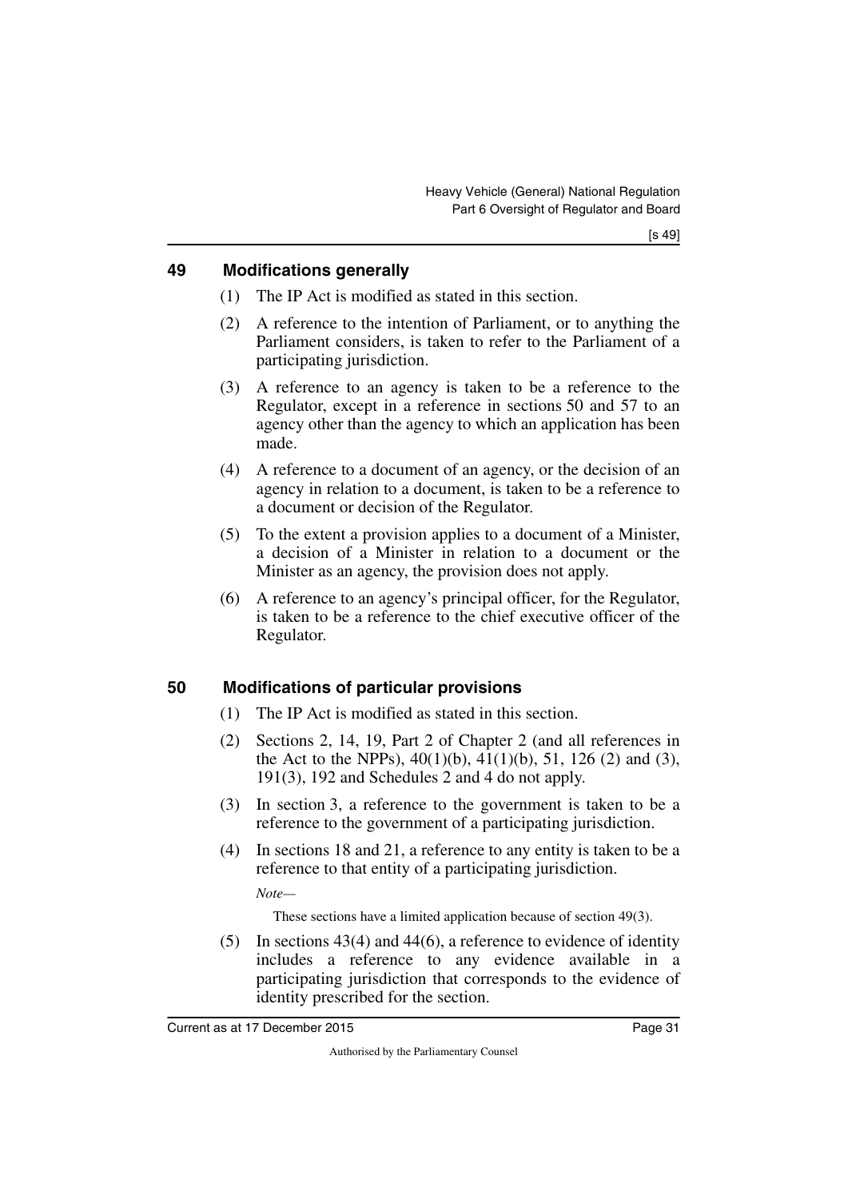## 49 Modifications generally

(1) The IP Act is modified as stated in this section.

(2) A reference to the intention of Parliament, or to anything the Parliament considers, is taken to refer to the Parliament of a participating jurisdiction.

(3) A reference to an agency is taken to be a reference to the Regulator, except in a reference in sections 50 and 57 to an agency other than the agency to which an application has been made.

(4) A reference to a document of an agency, or the decision of an agency in relation to a document, is taken to be a reference to a document or decision of the Regulator.

(5) To the extent a provision applies to a document of a Minister, a decision of a Minister in relation to a document or the Minister as an agency, the provision does not apply.

(6) A reference to an agency's principal officer, for the Regulator, is taken to be a reference to the chief executive officer of the Regulator.

## 50 Modifications of particular provisions

(1) The IP Act is modified as stated in this section.

(2) Sections 2, 14, 19, Part 2 of Chapter 2 (and all references in the Act to the NPPs), 40(1)(b), 41(1)(b), 51, 126 (2) and (3), 191(3), 192 and Schedules 2 and 4 do not apply.

(3) In section 3, a reference to the government is taken to be a reference to the government of a participating jurisdiction.

(4) In sections 18 and 21, a reference to any entity is taken to be a reference to that entity of a participating jurisdiction.

*Note—*

These sections have a limited application because of section 49(3).

(5) In sections 43(4) and 44(6), a reference to evidence of identity includes a reference to any evidence available in a participating jurisdiction that corresponds to the evidence of identity prescribed for the section.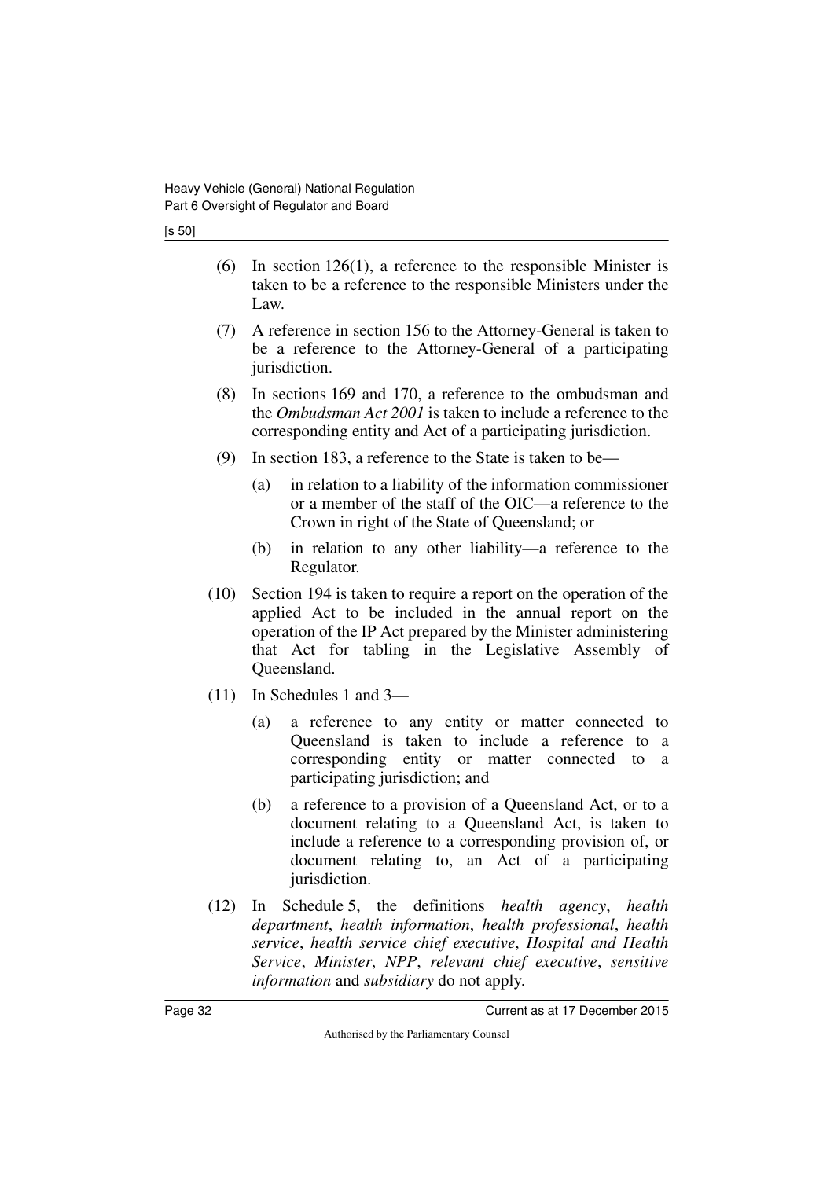(6) In section 126(1), a reference to the responsible Minister is taken to be a reference to the responsible Ministers under the Law.

(7) A reference in section 156 to the Attorney-General is taken to be a reference to the Attorney-General of a participating jurisdiction.

(8) In sections 169 and 170, a reference to the ombudsman and the *Ombudsman Act 2001* is taken to include a reference to the corresponding entity and Act of a participating jurisdiction.

(9) In section 183, a reference to the State is taken to be—

- (a) in relation to a liability of the information commissioner or a member of the staff of the OIC—a reference to the Crown in right of the State of Queensland; or
- (b) in relation to any other liability—a reference to the Regulator.

(10) Section 194 is taken to require a report on the operation of the applied Act to be included in the annual report on the operation of the IP Act prepared by the Minister administering that Act for tabling in the Legislative Assembly of Queensland.

(11) In Schedules 1 and 3—

- (a) a reference to any entity or matter connected to Queensland is taken to include a reference to a corresponding entity or matter connected to a participating jurisdiction; and
- (b) a reference to a provision of a Queensland Act, or to a document relating to a Queensland Act, is taken to include a reference to a corresponding provision of, or document relating to, an Act of a participating jurisdiction.

(12) In Schedule 5, the definitions *health agency*, *health department*, *health information*, *health professional*, *health service*, *health service chief executive*, *Hospital and Health Service*, *Minister*, *NPP*, *relevant chief executive*, *sensitive information* and *subsidiary* do not apply.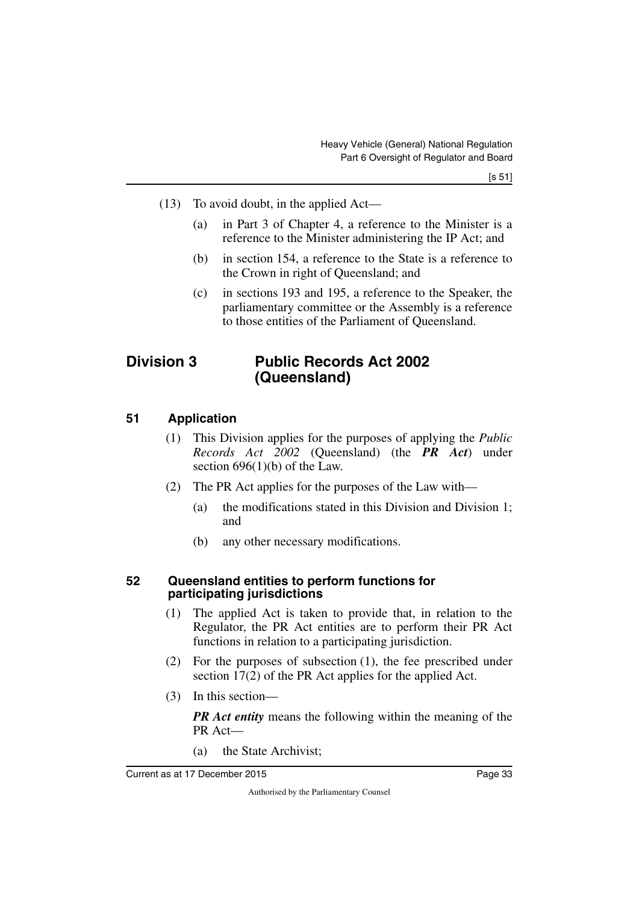(13) To avoid doubt, in the applied Act—

(a) in Part 3 of Chapter 4, a reference to the Minister is a reference to the Minister administering the IP Act; and

(b) in section 154, a reference to the State is a reference to the Crown in right of Queensland; and

(c) in sections 193 and 195, a reference to the Speaker, the parliamentary committee or the Assembly is a reference to those entities of the Parliament of Queensland.

## Division 3 Public Records Act 2002 (Queensland)

### 51 Application

(1) This Division applies for the purposes of applying the *Public Records Act 2002* (Queensland) (the ***PR Act***) under section 696(1)(b) of the Law.

(2) The PR Act applies for the purposes of the Law with—

(a) the modifications stated in this Division and Division 1; and

(b) any other necessary modifications.

### 52 Queensland entities to perform functions for participating jurisdictions

(1) The applied Act is taken to provide that, in relation to the Regulator, the PR Act entities are to perform their PR Act functions in relation to a participating jurisdiction.

(2) For the purposes of subsection (1), the fee prescribed under section 17(2) of the PR Act applies for the applied Act.

(3) In this section—

***PR Act entity*** means the following within the meaning of the PR Act—

(a) the State Archivist;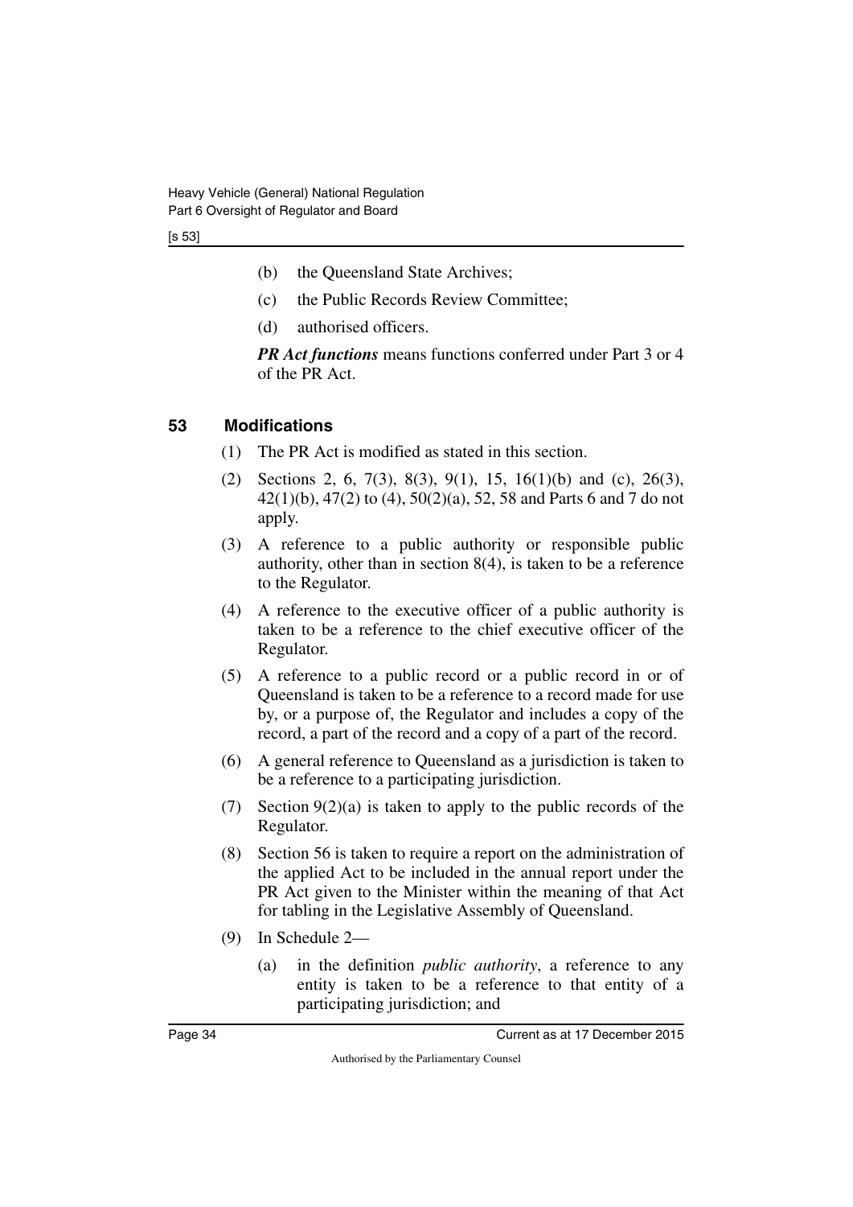(b) the Queensland State Archives;

(c) the Public Records Review Committee;

(d) authorised officers.

***PR Act functions*** means functions conferred under Part 3 or 4 of the PR Act.

### 53 Modifications

(1) The PR Act is modified as stated in this section.

(2) Sections 2, 6, 7(3), 8(3), 9(1), 15, 16(1)(b) and (c), 26(3), 42(1)(b), 47(2) to (4), 50(2)(a), 52, 58 and Parts 6 and 7 do not apply.

(3) A reference to a public authority or responsible public authority, other than in section 8(4), is taken to be a reference to the Regulator.

(4) A reference to the executive officer of a public authority is taken to be a reference to the chief executive officer of the Regulator.

(5) A reference to a public record or a public record in or of Queensland is taken to be a reference to a record made for use by, or a purpose of, the Regulator and includes a copy of the record, a part of the record and a copy of a part of the record.

(6) A general reference to Queensland as a jurisdiction is taken to be a reference to a participating jurisdiction.

(7) Section 9(2)(a) is taken to apply to the public records of the Regulator.

(8) Section 56 is taken to require a report on the administration of the applied Act to be included in the annual report under the PR Act given to the Minister within the meaning of that Act for tabling in the Legislative Assembly of Queensland.

(9) In Schedule 2—

(a) in the definition *public authority*, a reference to any entity is taken to be a reference to that entity of a participating jurisdiction; and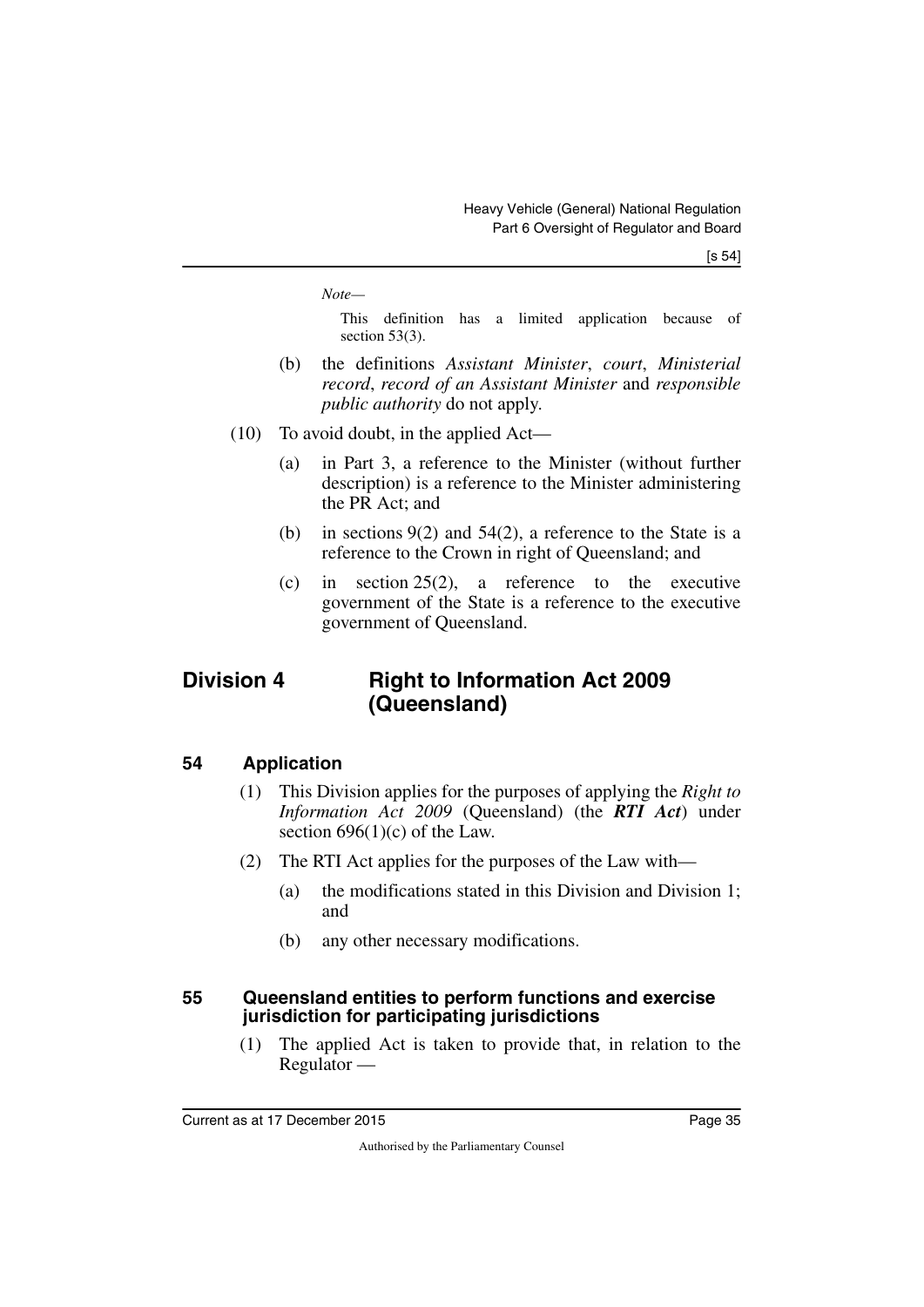*Note—*

This definition has a limited application because of section 53(3).

(b) the definitions *Assistant Minister*, *court*, *Ministerial record*, *record of an Assistant Minister* and *responsible public authority* do not apply.

(10) To avoid doubt, in the applied Act—

(a) in Part 3, a reference to the Minister (without further description) is a reference to the Minister administering the PR Act; and

(b) in sections 9(2) and 54(2), a reference to the State is a reference to the Crown in right of Queensland; and

(c) in section 25(2), a reference to the executive government of the State is a reference to the executive government of Queensland.

## Division 4 Right to Information Act 2009 (Queensland)

### 54 Application

(1) This Division applies for the purposes of applying the *Right to Information Act 2009* (Queensland) (the ***RTI Act***) under section 696(1)(c) of the Law.

(2) The RTI Act applies for the purposes of the Law with—

(a) the modifications stated in this Division and Division 1; and

(b) any other necessary modifications.

### 55 Queensland entities to perform functions and exercise jurisdiction for participating jurisdictions

(1) The applied Act is taken to provide that, in relation to the Regulator —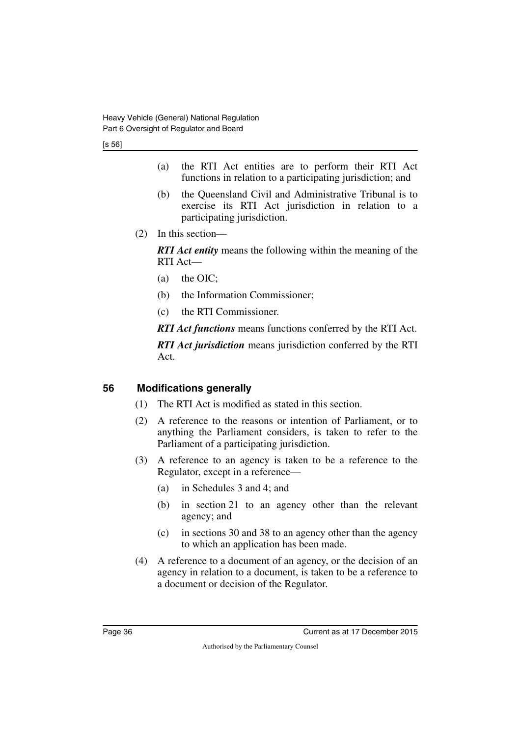(a) the RTI Act entities are to perform their RTI Act functions in relation to a participating jurisdiction; and

(b) the Queensland Civil and Administrative Tribunal is to exercise its RTI Act jurisdiction in relation to a participating jurisdiction.

(2) In this section—

***RTI Act entity*** means the following within the meaning of the RTI Act—

(a) the OIC;

(b) the Information Commissioner;

(c) the RTI Commissioner.

***RTI Act functions*** means functions conferred by the RTI Act.

***RTI Act jurisdiction*** means jurisdiction conferred by the RTI Act.

## 56 Modifications generally

(1) The RTI Act is modified as stated in this section.

(2) A reference to the reasons or intention of Parliament, or to anything the Parliament considers, is taken to refer to the Parliament of a participating jurisdiction.

(3) A reference to an agency is taken to be a reference to the Regulator, except in a reference—

(a) in Schedules 3 and 4; and

(b) in section 21 to an agency other than the relevant agency; and

(c) in sections 30 and 38 to an agency other than the agency to which an application has been made.

(4) A reference to a document of an agency, or the decision of an agency in relation to a document, is taken to be a reference to a document or decision of the Regulator.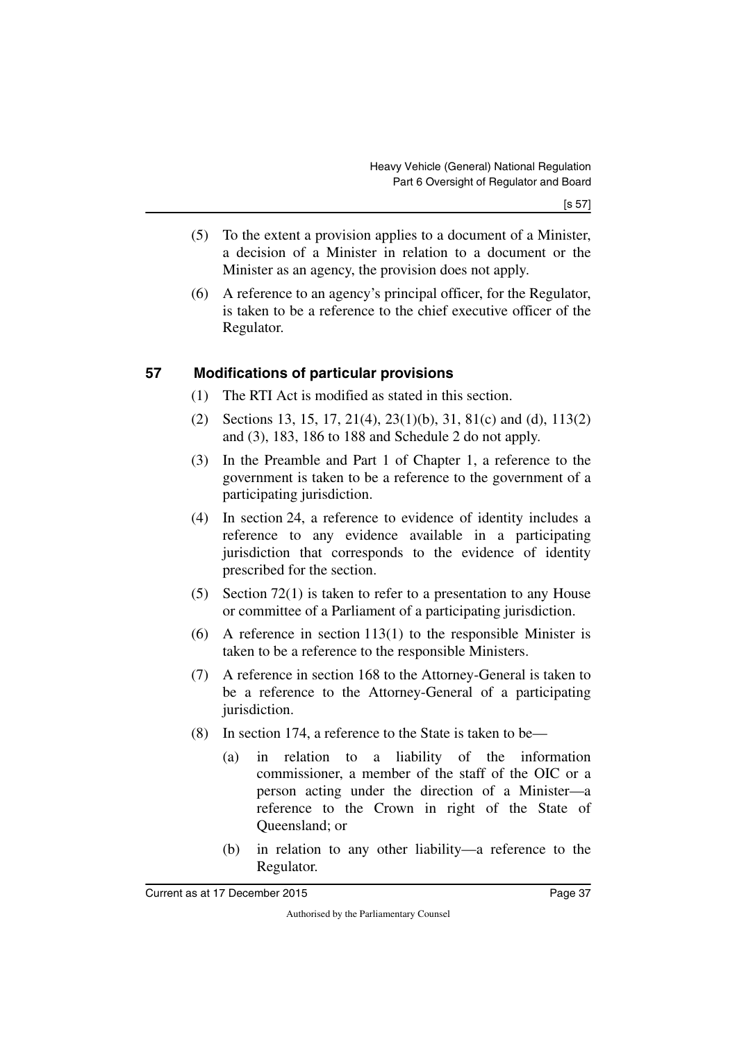(5) To the extent a provision applies to a document of a Minister, a decision of a Minister in relation to a document or the Minister as an agency, the provision does not apply.

(6) A reference to an agency's principal officer, for the Regulator, is taken to be a reference to the chief executive officer of the Regulator.

## 57 Modifications of particular provisions

(1) The RTI Act is modified as stated in this section.

(2) Sections 13, 15, 17, 21(4), 23(1)(b), 31, 81(c) and (d), 113(2) and (3), 183, 186 to 188 and Schedule 2 do not apply.

(3) In the Preamble and Part 1 of Chapter 1, a reference to the government is taken to be a reference to the government of a participating jurisdiction.

(4) In section 24, a reference to evidence of identity includes a reference to any evidence available in a participating jurisdiction that corresponds to the evidence of identity prescribed for the section.

(5) Section 72(1) is taken to refer to a presentation to any House or committee of a Parliament of a participating jurisdiction.

(6) A reference in section 113(1) to the responsible Minister is taken to be a reference to the responsible Ministers.

(7) A reference in section 168 to the Attorney-General is taken to be a reference to the Attorney-General of a participating jurisdiction.

(8) In section 174, a reference to the State is taken to be—

(a) in relation to a liability of the information commissioner, a member of the staff of the OIC or a person acting under the direction of a Minister—a reference to the Crown in right of the State of Queensland; or

(b) in relation to any other liability—a reference to the Regulator.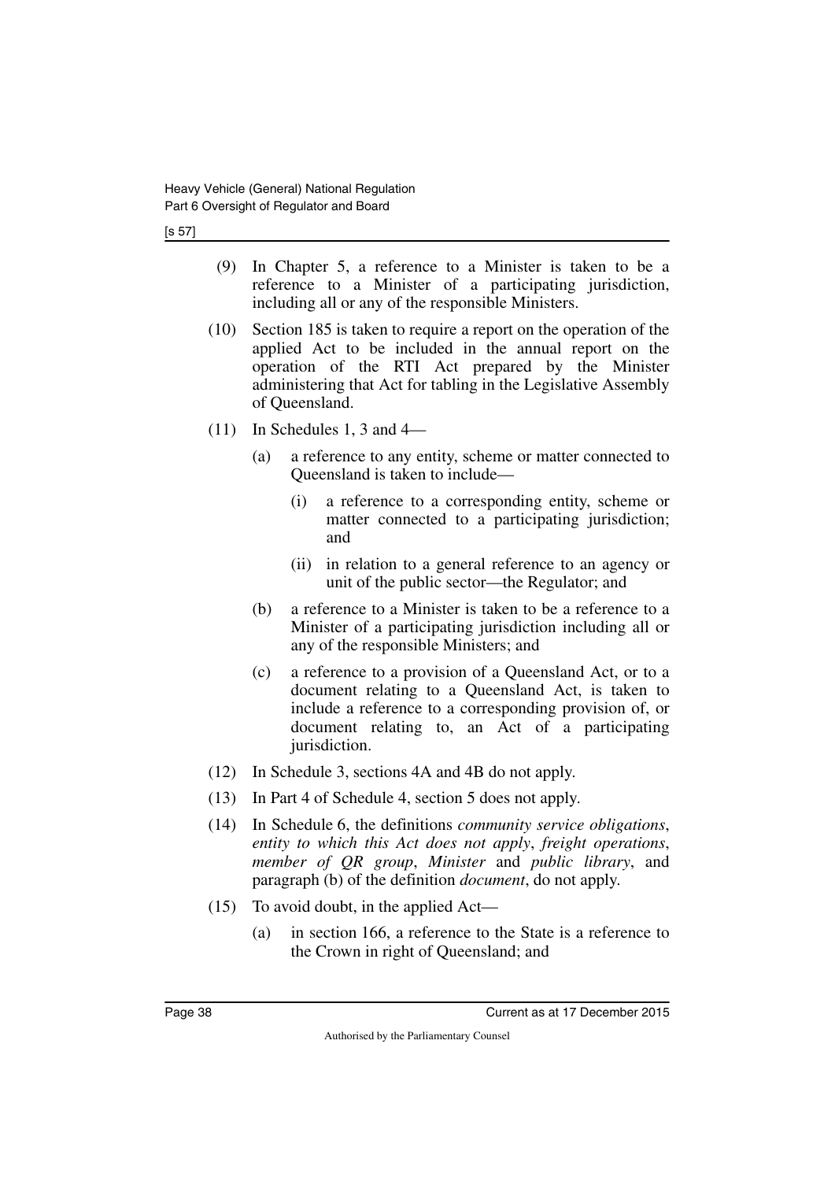(9) In Chapter 5, a reference to a Minister is taken to be a reference to a Minister of a participating jurisdiction, including all or any of the responsible Ministers.

(10) Section 185 is taken to require a report on the operation of the applied Act to be included in the annual report on the operation of the RTI Act prepared by the Minister administering that Act for tabling in the Legislative Assembly of Queensland.

(11) In Schedules 1, 3 and 4—

(a) a reference to any entity, scheme or matter connected to Queensland is taken to include—

(i) a reference to a corresponding entity, scheme or matter connected to a participating jurisdiction; and

(ii) in relation to a general reference to an agency or unit of the public sector—the Regulator; and

(b) a reference to a Minister is taken to be a reference to a Minister of a participating jurisdiction including all or any of the responsible Ministers; and

(c) a reference to a provision of a Queensland Act, or to a document relating to a Queensland Act, is taken to include a reference to a corresponding provision of, or document relating to, an Act of a participating jurisdiction.

(12) In Schedule 3, sections 4A and 4B do not apply.

(13) In Part 4 of Schedule 4, section 5 does not apply.

(14) In Schedule 6, the definitions *community service obligations*, *entity to which this Act does not apply*, *freight operations*, *member of QR group*, *Minister* and *public library*, and paragraph (b) of the definition *document*, do not apply.

(15) To avoid doubt, in the applied Act—

(a) in section 166, a reference to the State is a reference to the Crown in right of Queensland; and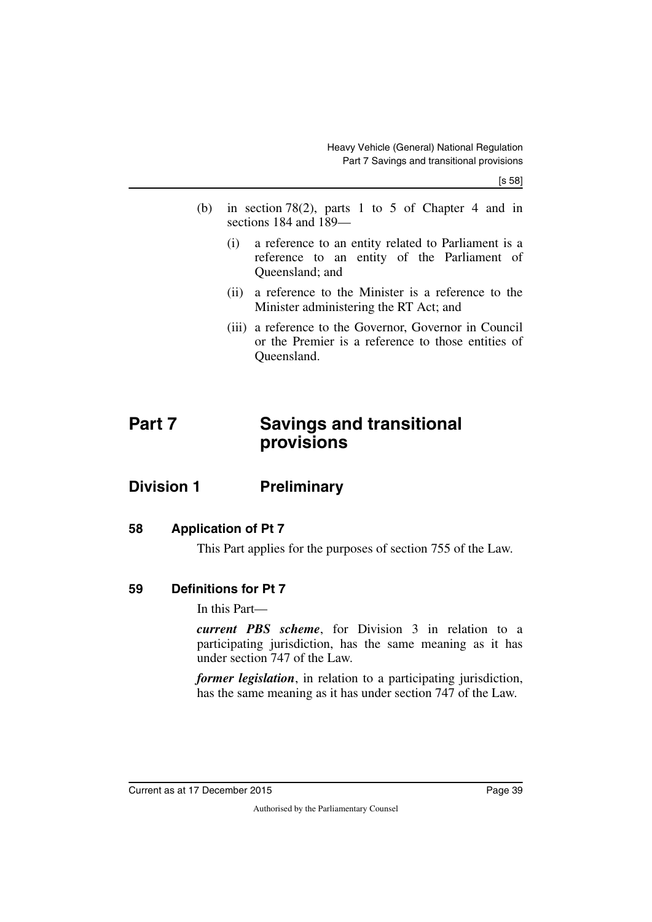(b) in section 78(2), parts 1 to 5 of Chapter 4 and in sections 184 and 189—

   (i) a reference to an entity related to Parliament is a reference to an entity of the Parliament of Queensland; and

   (ii) a reference to the Minister is a reference to the Minister administering the RT Act; and

   (iii) a reference to the Governor, Governor in Council or the Premier is a reference to those entities of Queensland.

# Part 7 Savings and transitional provisions

## Division 1 Preliminary

### 58 Application of Pt 7

This Part applies for the purposes of section 755 of the Law.

### 59 Definitions for Pt 7

In this Part—

***current PBS scheme***, for Division 3 in relation to a participating jurisdiction, has the same meaning as it has under section 747 of the Law.

***former legislation***, in relation to a participating jurisdiction, has the same meaning as it has under section 747 of the Law.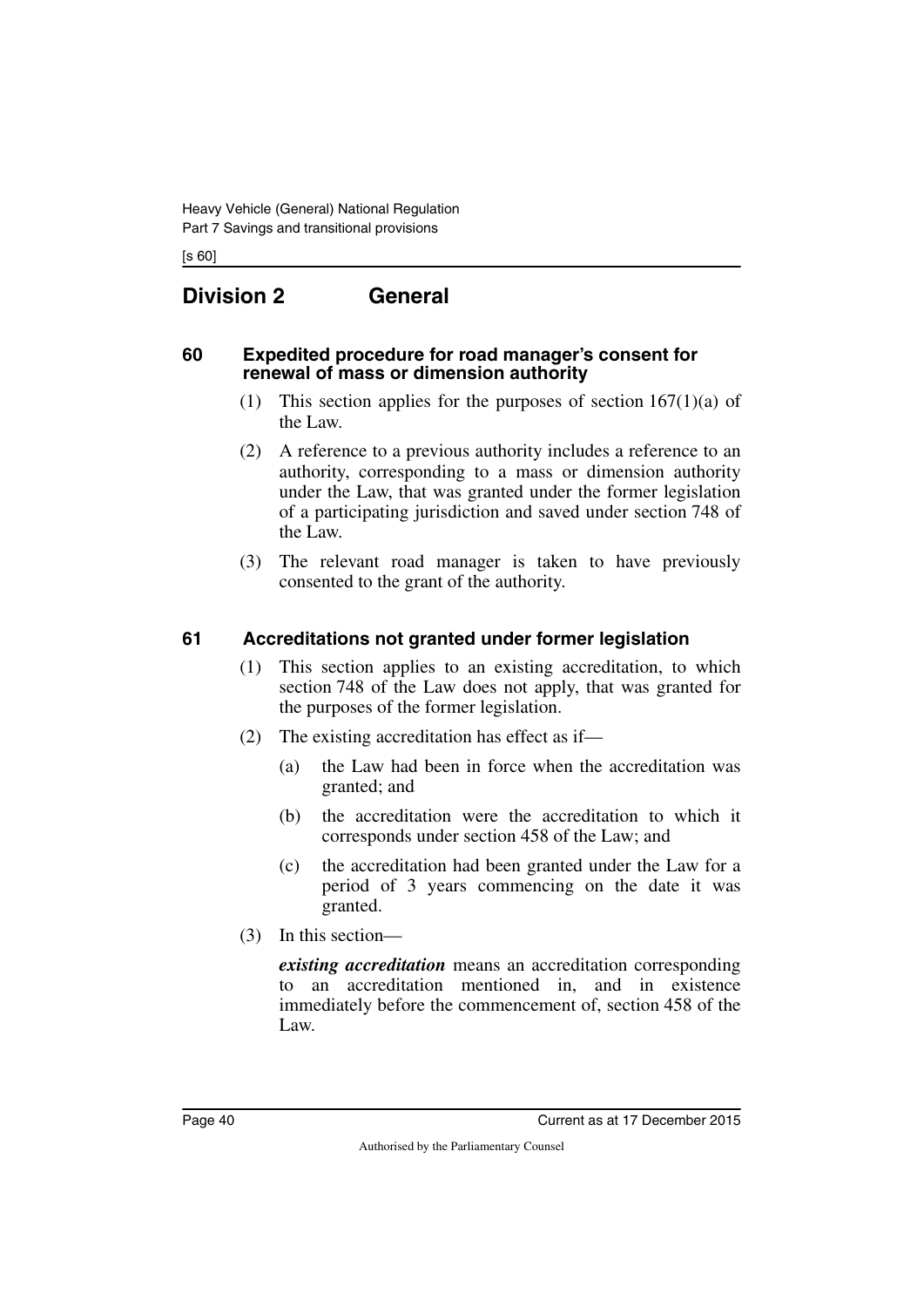## Division 2 General

### 60 Expedited procedure for road manager's consent for renewal of mass or dimension authority

(1) This section applies for the purposes of section 167(1)(a) of the Law.

(2) A reference to a previous authority includes a reference to an authority, corresponding to a mass or dimension authority under the Law, that was granted under the former legislation of a participating jurisdiction and saved under section 748 of the Law.

(3) The relevant road manager is taken to have previously consented to the grant of the authority.

### 61 Accreditations not granted under former legislation

(1) This section applies to an existing accreditation, to which section 748 of the Law does not apply, that was granted for the purposes of the former legislation.

(2) The existing accreditation has effect as if—

(a) the Law had been in force when the accreditation was granted; and

(b) the accreditation were the accreditation to which it corresponds under section 458 of the Law; and

(c) the accreditation had been granted under the Law for a period of 3 years commencing on the date it was granted.

(3) In this section—

***existing accreditation*** means an accreditation corresponding to an accreditation mentioned in, and in existence immediately before the commencement of, section 458 of the Law.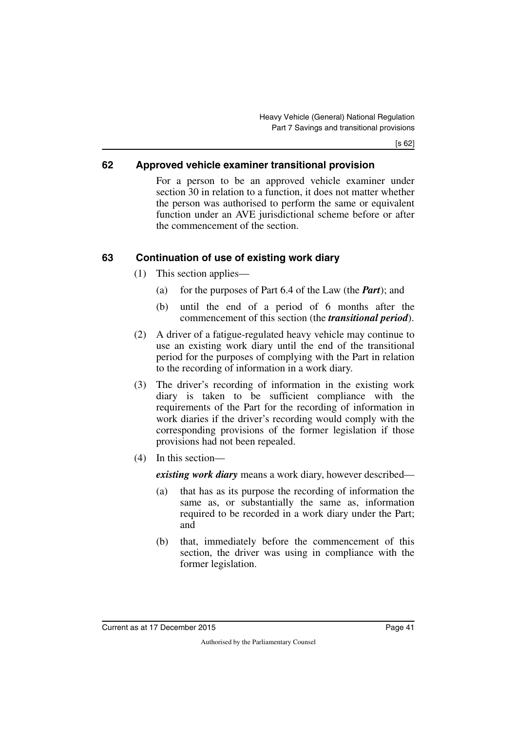## 62 Approved vehicle examiner transitional provision

For a person to be an approved vehicle examiner under section 30 in relation to a function, it does not matter whether the person was authorised to perform the same or equivalent function under an AVE jurisdictional scheme before or after the commencement of the section.

## 63 Continuation of use of existing work diary

(1) This section applies—

(a) for the purposes of Part 6.4 of the Law (the ***Part***); and

(b) until the end of a period of 6 months after the commencement of this section (the ***transitional period***).

(2) A driver of a fatigue-regulated heavy vehicle may continue to use an existing work diary until the end of the transitional period for the purposes of complying with the Part in relation to the recording of information in a work diary.

(3) The driver's recording of information in the existing work diary is taken to be sufficient compliance with the requirements of the Part for the recording of information in work diaries if the driver's recording would comply with the corresponding provisions of the former legislation if those provisions had not been repealed.

(4) In this section—

***existing work diary*** means a work diary, however described—

(a) that has as its purpose the recording of information the same as, or substantially the same as, information required to be recorded in a work diary under the Part; and

(b) that, immediately before the commencement of this section, the driver was using in compliance with the former legislation.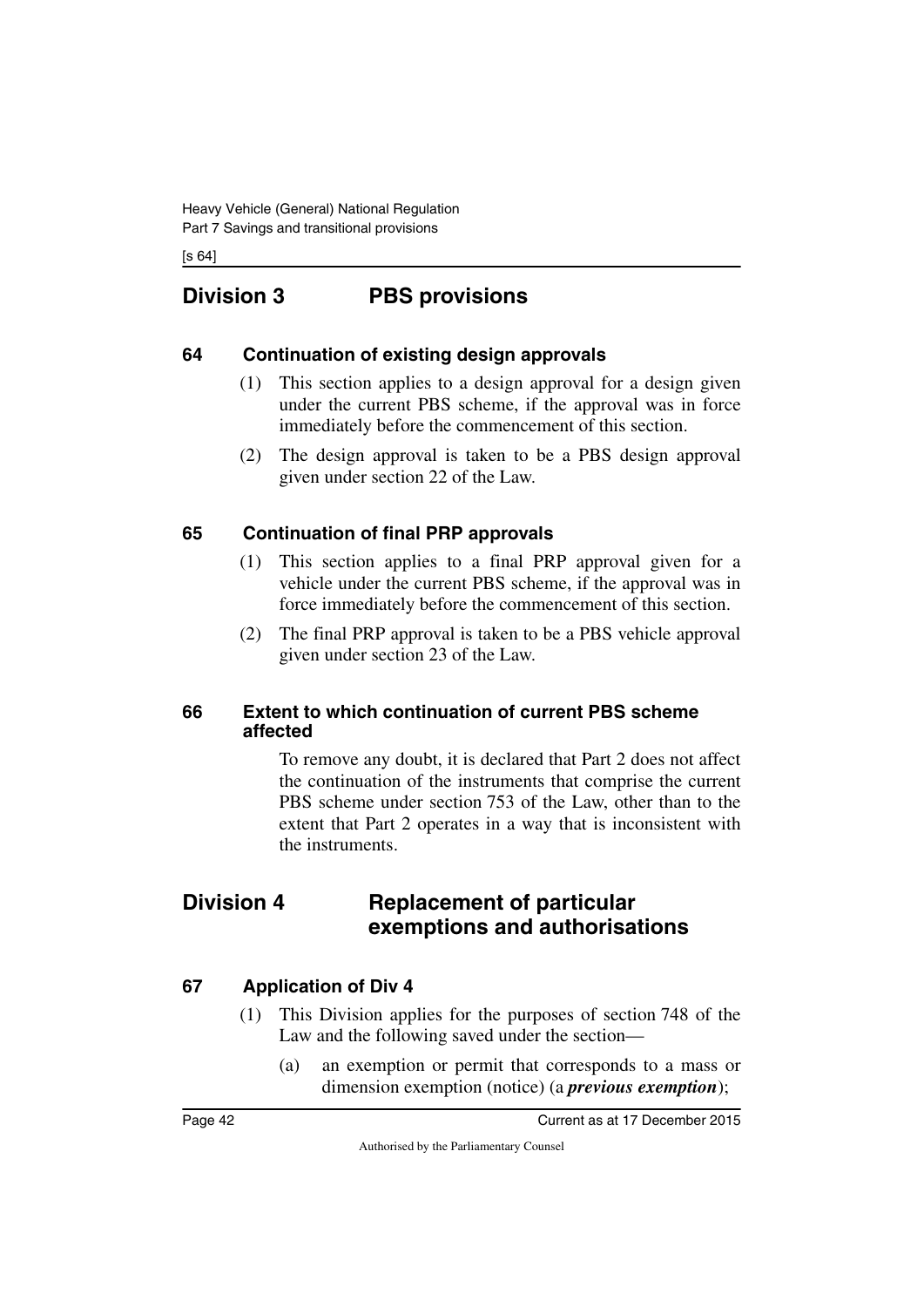## Division 3 PBS provisions

### 64 Continuation of existing design approvals

(1) This section applies to a design approval for a design given under the current PBS scheme, if the approval was in force immediately before the commencement of this section.

(2) The design approval is taken to be a PBS design approval given under section 22 of the Law.

### 65 Continuation of final PRP approvals

(1) This section applies to a final PRP approval given for a vehicle under the current PBS scheme, if the approval was in force immediately before the commencement of this section.

(2) The final PRP approval is taken to be a PBS vehicle approval given under section 23 of the Law.

### 66 Extent to which continuation of current PBS scheme affected

To remove any doubt, it is declared that Part 2 does not affect the continuation of the instruments that comprise the current PBS scheme under section 753 of the Law, other than to the extent that Part 2 operates in a way that is inconsistent with the instruments.

## Division 4 Replacement of particular exemptions and authorisations

### 67 Application of Div 4

(1) This Division applies for the purposes of section 748 of the Law and the following saved under the section—

(a) an exemption or permit that corresponds to a mass or dimension exemption (notice) (a ***previous exemption***);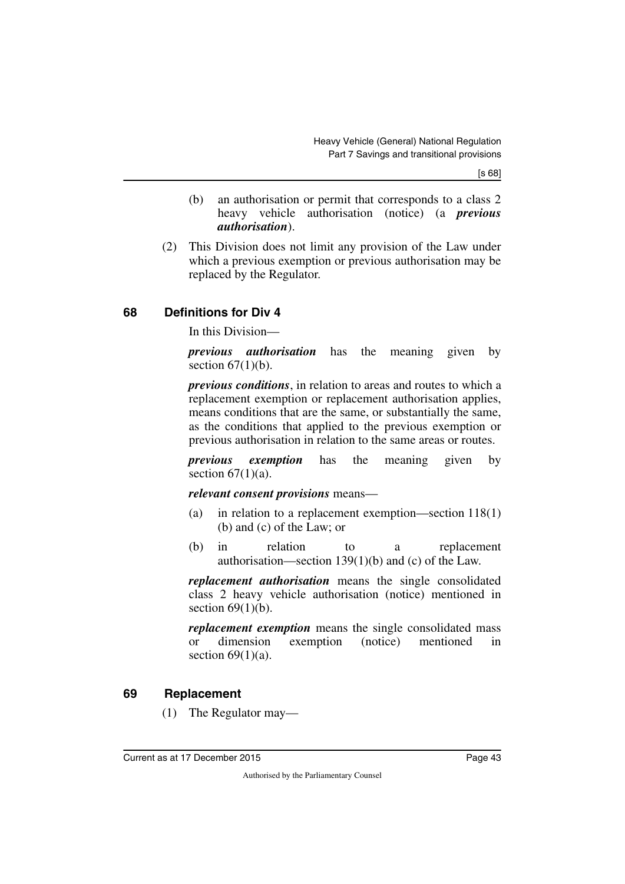(b) an authorisation or permit that corresponds to a class 2 heavy vehicle authorisation (notice) (a ***previous authorisation***).

(2) This Division does not limit any provision of the Law under which a previous exemption or previous authorisation may be replaced by the Regulator.

## 68 Definitions for Div 4

In this Division—

***previous authorisation*** has the meaning given by section 67(1)(b).

***previous conditions***, in relation to areas and routes to which a replacement exemption or replacement authorisation applies, means conditions that are the same, or substantially the same, as the conditions that applied to the previous exemption or previous authorisation in relation to the same areas or routes.

***previous exemption*** has the meaning given by section 67(1)(a).

***relevant consent provisions*** means—

(a) in relation to a replacement exemption—section 118(1)(b) and (c) of the Law; or

(b) in relation to a replacement authorisation—section 139(1)(b) and (c) of the Law.

***replacement authorisation*** means the single consolidated class 2 heavy vehicle authorisation (notice) mentioned in section 69(1)(b).

***replacement exemption*** means the single consolidated mass or dimension exemption (notice) mentioned in section 69(1)(a).

## 69 Replacement

(1) The Regulator may—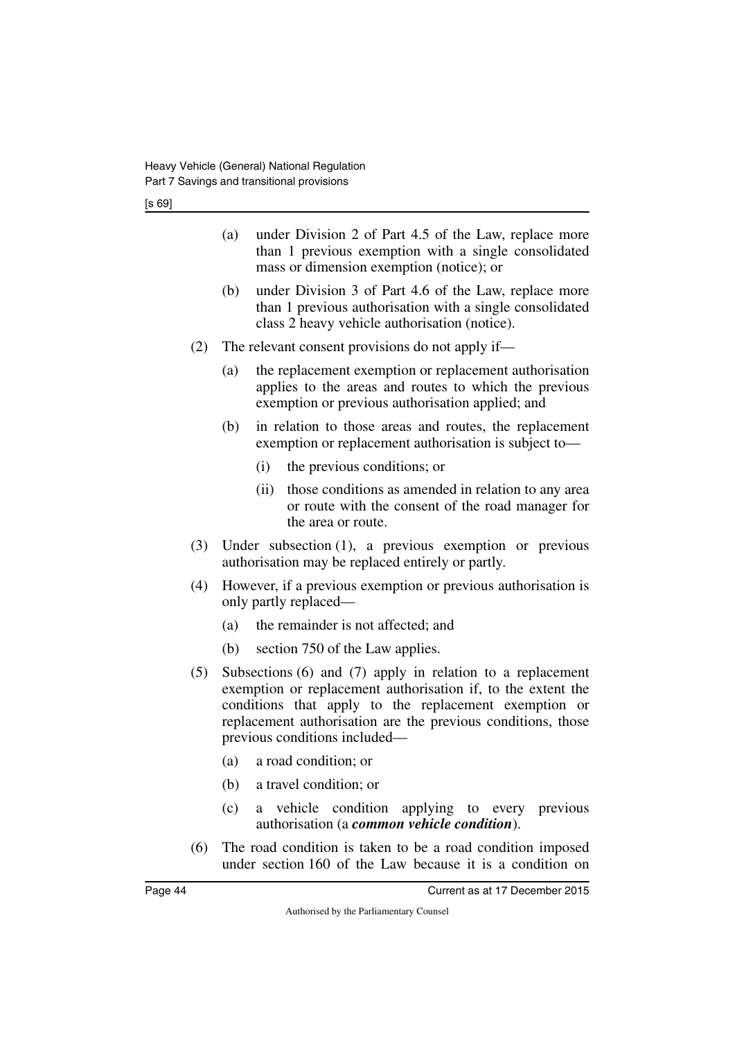(a) under Division 2 of Part 4.5 of the Law, replace more than 1 previous exemption with a single consolidated mass or dimension exemption (notice); or

(b) under Division 3 of Part 4.6 of the Law, replace more than 1 previous authorisation with a single consolidated class 2 heavy vehicle authorisation (notice).

(2) The relevant consent provisions do not apply if—

(a) the replacement exemption or replacement authorisation applies to the areas and routes to which the previous exemption or previous authorisation applied; and

(b) in relation to those areas and routes, the replacement exemption or replacement authorisation is subject to—

(i) the previous conditions; or

(ii) those conditions as amended in relation to any area or route with the consent of the road manager for the area or route.

(3) Under subsection (1), a previous exemption or previous authorisation may be replaced entirely or partly.

(4) However, if a previous exemption or previous authorisation is only partly replaced—

(a) the remainder is not affected; and

(b) section 750 of the Law applies.

(5) Subsections (6) and (7) apply in relation to a replacement exemption or replacement authorisation if, to the extent the conditions that apply to the replacement exemption or replacement authorisation are the previous conditions, those previous conditions included—

(a) a road condition; or

(b) a travel condition; or

(c) a vehicle condition applying to every previous authorisation (a ***common vehicle condition***).

(6) The road condition is taken to be a road condition imposed under section 160 of the Law because it is a condition on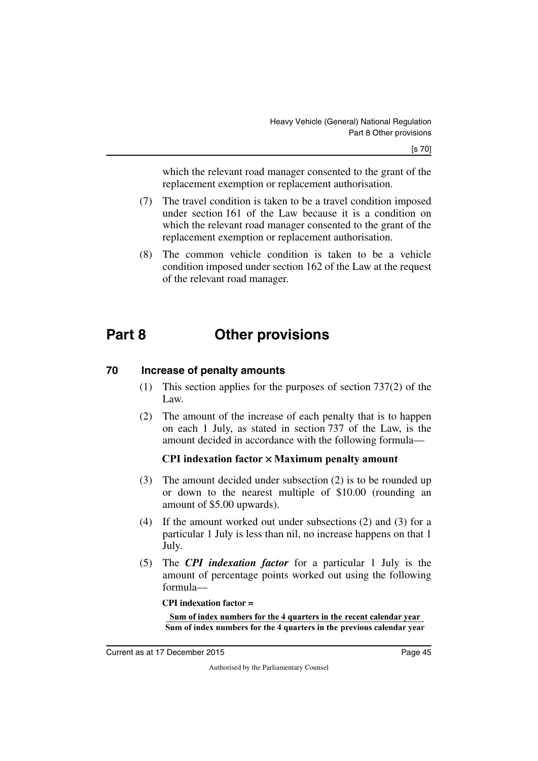which the relevant road manager consented to the grant of the replacement exemption or replacement authorisation.

(7) The travel condition is taken to be a travel condition imposed under section 161 of the Law because it is a condition on which the relevant road manager consented to the grant of the replacement exemption or replacement authorisation.

(8) The common vehicle condition is taken to be a vehicle condition imposed under section 162 of the Law at the request of the relevant road manager.

# Part 8 Other provisions

## 70 Increase of penalty amounts

(1) This section applies for the purposes of section 737(2) of the Law.

(2) The amount of the increase of each penalty that is to happen on each 1 July, as stated in section 737 of the Law, is the amount decided in accordance with the following formula—

**CPI indexation factor × Maximum penalty amount**

(3) The amount decided under subsection (2) is to be rounded up or down to the nearest multiple of $10.00 (rounding an amount of $5.00 upwards).

(4) If the amount worked out under subsections (2) and (3) for a particular 1 July is less than nil, no increase happens on that 1 July.

(5) The ***CPI indexation factor*** for a particular 1 July is the amount of percentage points worked out using the following formula—

**CPI indexation factor =**

$$\frac{\textbf{Sum of index numbers for the 4 quarters in the recent calendar year}}{\textbf{Sum of index numbers for the 4 quarters in the previous calendar year}}$$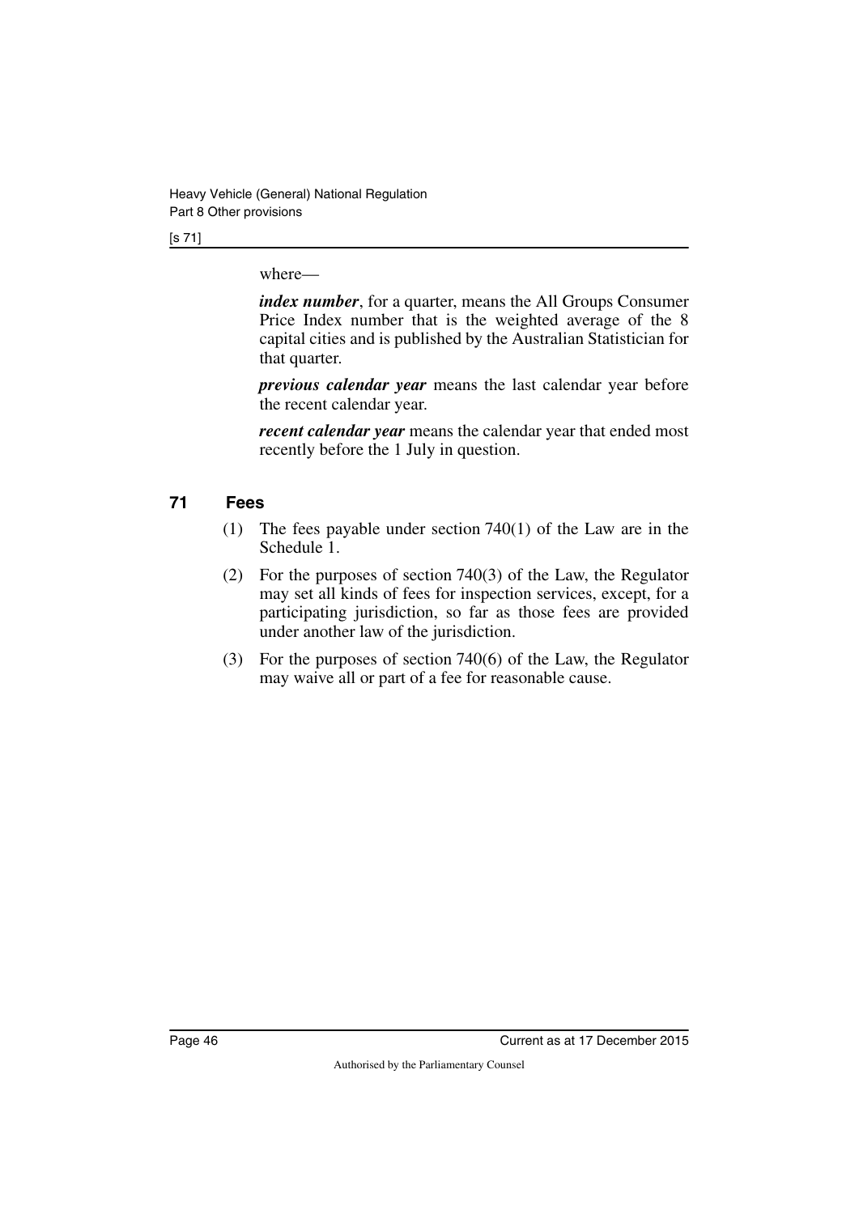where—

***index number***, for a quarter, means the All Groups Consumer Price Index number that is the weighted average of the 8 capital cities and is published by the Australian Statistician for that quarter.

***previous calendar year*** means the last calendar year before the recent calendar year.

***recent calendar year*** means the calendar year that ended most recently before the 1 July in question.

## 71 Fees

(1) The fees payable under section 740(1) of the Law are in the Schedule 1.

(2) For the purposes of section 740(3) of the Law, the Regulator may set all kinds of fees for inspection services, except, for a participating jurisdiction, so far as those fees are provided under another law of the jurisdiction.

(3) For the purposes of section 740(6) of the Law, the Regulator may waive all or part of a fee for reasonable cause.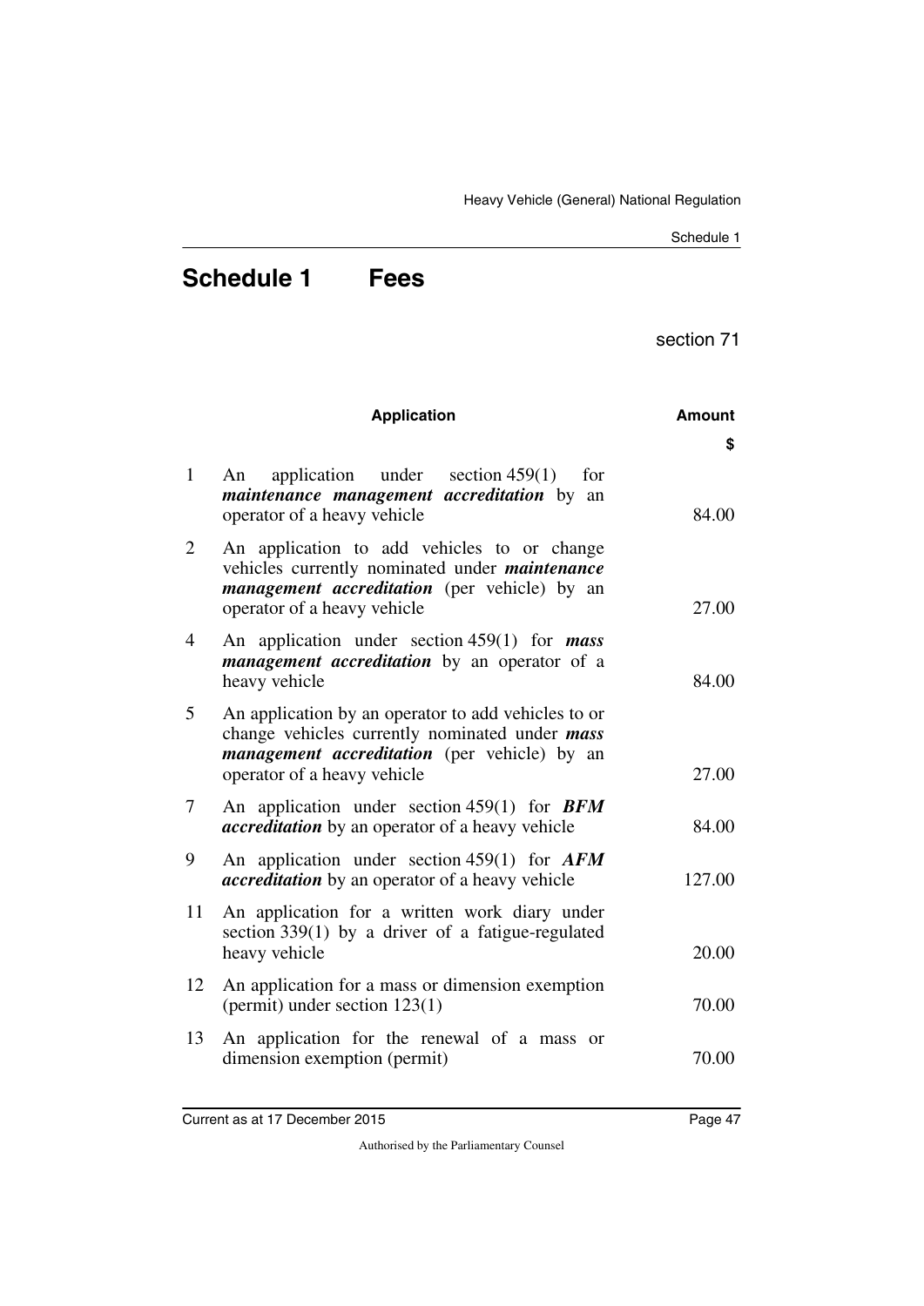# Schedule 1 Fees

section 71

| | Application | Amount $ |
|---|---|---|
| 1 | An application under section 459(1) for ***maintenance management accreditation*** by an operator of a heavy vehicle | 84.00 |
| 2 | An application to add vehicles to or change vehicles currently nominated under ***maintenance management accreditation*** (per vehicle) by an operator of a heavy vehicle | 27.00 |
| 4 | An application under section 459(1) for ***mass management accreditation*** by an operator of a heavy vehicle | 84.00 |
| 5 | An application by an operator to add vehicles to or change vehicles currently nominated under ***mass management accreditation*** (per vehicle) by an operator of a heavy vehicle | 27.00 |
| 7 | An application under section 459(1) for ***BFM accreditation*** by an operator of a heavy vehicle | 84.00 |
| 9 | An application under section 459(1) for ***AFM accreditation*** by an operator of a heavy vehicle | 127.00 |
| 11 | An application for a written work diary under section 339(1) by a driver of a fatigue-regulated heavy vehicle | 20.00 |
| 12 | An application for a mass or dimension exemption (permit) under section 123(1) | 70.00 |
| 13 | An application for the renewal of a mass or dimension exemption (permit) | 70.00 |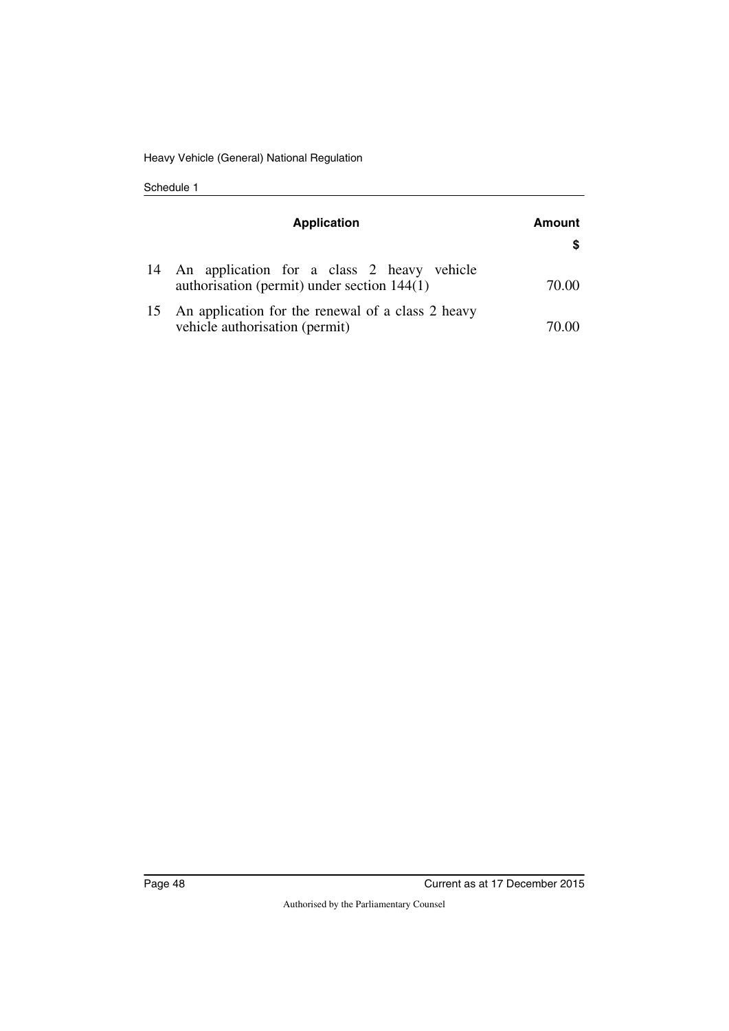| | Application | Amount<br>$ |
|---|---|---|
| 14 | An application for a class 2 heavy vehicle authorisation (permit) under section 144(1) | 70.00 |
| 15 | An application for the renewal of a class 2 heavy vehicle authorisation (permit) | 70.00 |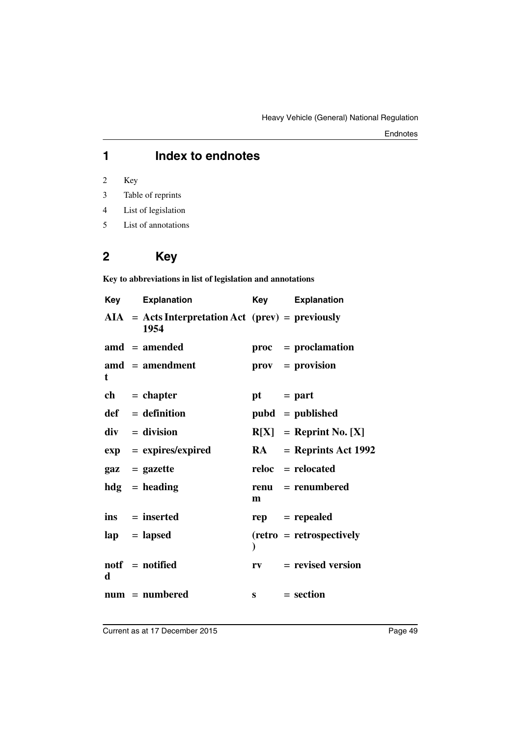## 1 Index to endnotes

2 Key

3 Table of reprints

4 List of legislation

5 List of annotations

## 2 Key

**Key to abbreviations in list of legislation and annotations**

| Key | Explanation | Key | Explanation |
|---|---|---|---|
| **AIA** | **= Acts Interpretation Act 1954** | **(prev)** | **= previously** |
| **amd** | **= amended** | **proc** | **= proclamation** |
| **amdt** | **= amendment** | **prov** | **= provision** |
| **ch** | **= chapter** | **pt** | **= part** |
| **def** | **= definition** | **pubd** | **= published** |
| **div** | **= division** | **R[X]** | **= Reprint No. [X]** |
| **exp** | **= expires/expired** | **RA** | **= Reprints Act 1992** |
| **gaz** | **= gazette** | **reloc** | **= relocated** |
| **hdg** | **= heading** | **renum** | **= renumbered** |
| **ins** | **= inserted** | **rep** | **= repealed** |
| **lap** | **= lapsed** | **(retro)** | **= retrospectively** |
| **notfd** | **= notified** | **rv** | **= revised version** |
| **num** | **= numbered** | **s** | **= section** |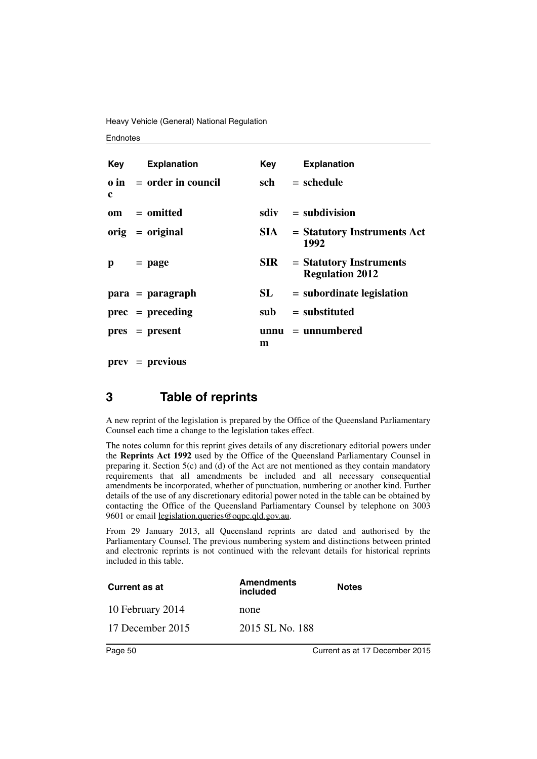| Key | Explanation | Key | Explanation |
|---|---|---|---|
| **o in c** | **= order in council** | **sch** | **= schedule** |
| **om** | **= omitted** | **sdiv** | **= subdivision** |
| **orig** | **= original** | **SIA** | **= Statutory Instruments Act 1992** |
| **p** | **= page** | **SIR** | **= Statutory Instruments Regulation 2012** |
| **para** | **= paragraph** | **SL** | **= subordinate legislation** |
| **prec** | **= preceding** | **sub** | **= substituted** |
| **pres** | **= present** | **unnum** | **= unnumbered** |
| **prev** | **= previous** | | |

## 3 Table of reprints

A new reprint of the legislation is prepared by the Office of the Queensland Parliamentary Counsel each time a change to the legislation takes effect.

The notes column for this reprint gives details of any discretionary editorial powers under the **Reprints Act 1992** used by the Office of the Queensland Parliamentary Counsel in preparing it. Section 5(c) and (d) of the Act are not mentioned as they contain mandatory requirements that all amendments be included and all necessary consequential amendments be incorporated, whether of punctuation, numbering or another kind. Further details of the use of any discretionary editorial power noted in the table can be obtained by contacting the Office of the Queensland Parliamentary Counsel by telephone on 3003 9601 or email legislation.queries@oqpc.qld.gov.au.

From 29 January 2013, all Queensland reprints are dated and authorised by the Parliamentary Counsel. The previous numbering system and distinctions between printed and electronic reprints is not continued with the relevant details for historical reprints included in this table.

| Current as at | Amendments included | Notes |
|---|---|---|
| 10 February 2014 | none | |
| 17 December 2015 | 2015 SL No. 188 | |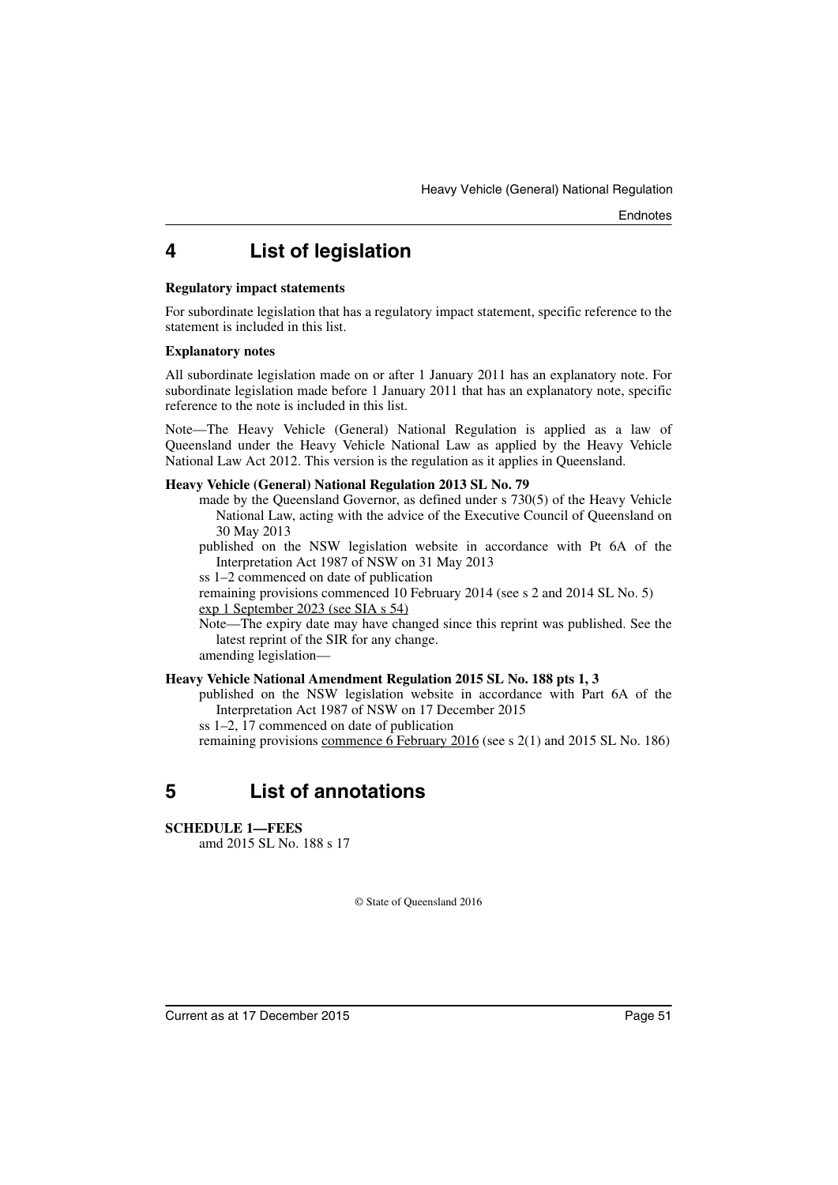## 4 List of legislation

**Regulatory impact statements**

For subordinate legislation that has a regulatory impact statement, specific reference to the statement is included in this list.

**Explanatory notes**

All subordinate legislation made on or after 1 January 2011 has an explanatory note. For subordinate legislation made before 1 January 2011 that has an explanatory note, specific reference to the note is included in this list.

Note—The Heavy Vehicle (General) National Regulation is applied as a law of Queensland under the Heavy Vehicle National Law as applied by the Heavy Vehicle National Law Act 2012. This version is the regulation as it applies in Queensland.

**Heavy Vehicle (General) National Regulation 2013 SL No. 79**

made by the Queensland Governor, as defined under s 730(5) of the Heavy Vehicle National Law, acting with the advice of the Executive Council of Queensland on 30 May 2013

published on the NSW legislation website in accordance with Pt 6A of the Interpretation Act 1987 of NSW on 31 May 2013

ss 1–2 commenced on date of publication

remaining provisions commenced 10 February 2014 (see s 2 and 2014 SL No. 5)

exp 1 September 2023 (see SIA s 54)

Note—The expiry date may have changed since this reprint was published. See the latest reprint of the SIR for any change.

amending legislation—

**Heavy Vehicle National Amendment Regulation 2015 SL No. 188 pts 1, 3**

published on the NSW legislation website in accordance with Part 6A of the Interpretation Act 1987 of NSW on 17 December 2015

ss 1–2, 17 commenced on date of publication

remaining provisions commence 6 February 2016 (see s 2(1) and 2015 SL No. 186)

## 5 List of annotations

**SCHEDULE 1—FEES**

amd 2015 SL No. 188 s 17

© State of Queensland 2016